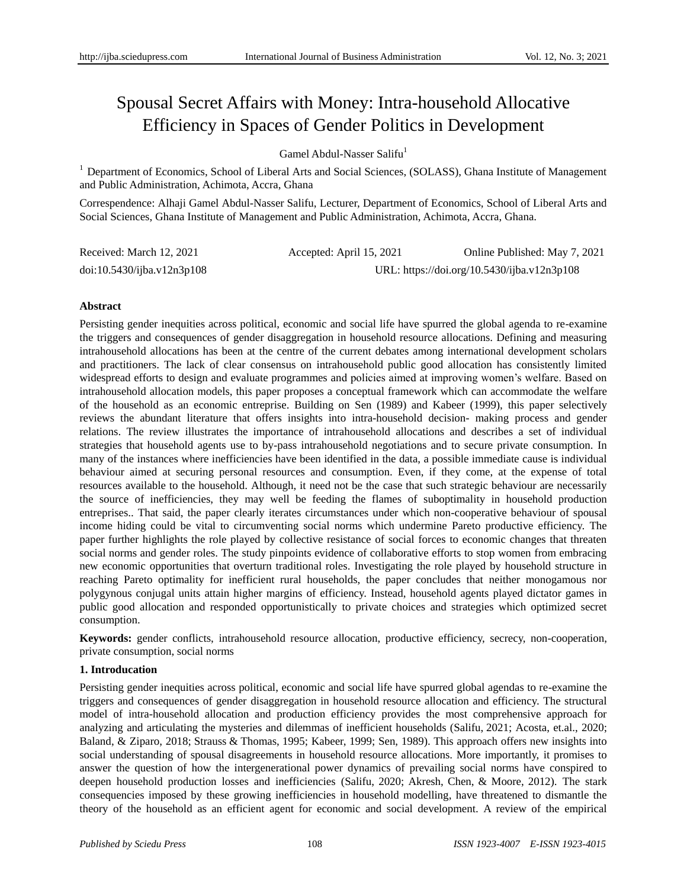# Spousal Secret Affairs with Money: Intra-household Allocative Efficiency in Spaces of Gender Politics in Development

Gamel Abdul-Nasser Salifu[1]

[1] Department of Economics, School of Liberal Arts and Social Sciences, (SOLASS), Ghana Institute of Management and Public Administration, Achimota, Accra, Ghana

Correspondence: Alhaji Gamel Abdul-Nasser Salifu, Lecturer, Department of Economics, School of Liberal Arts and Social Sciences, Ghana Institute of Management and Public Administration, Achimota, Accra, Ghana.

Received: March 12, 2021    Accepted: April 15, 2021    Online Published: May 7, 2021

doi:10.5430/ijba.v12n3p108    URL: https://doi.org/10.5430/ijba.v12n3p108

**Abstract**

Persisting gender inequities across political, economic and social life have spurred the global agenda to re-examine the triggers and consequences of gender disaggregation in household resource allocations. Defining and measuring intrahousehold allocations has been at the centre of the current debates among international development scholars and practitioners. The lack of clear consensus on intrahousehold public good allocation has consistently limited widespread efforts to design and evaluate programmes and policies aimed at improving women's welfare. Based on intrahousehold allocation models, this paper proposes a conceptual framework which can accommodate the welfare of the household as an economic entreprise. Building on Sen (1989) and Kabeer (1999), this paper selectively reviews the abundant literature that offers insights into intra-household decision- making process and gender relations. The review illustrates the importance of intrahousehold allocations and describes a set of individual strategies that household agents use to by-pass intrahousehold negotiations and to secure private consumption. In many of the instances where inefficiencies have been identified in the data, a possible immediate cause is individual behaviour aimed at securing personal resources and consumption. Even, if they come, at the expense of total resources available to the household. Although, it need not be the case that such strategic behaviour are necessarily the source of inefficiencies, they may well be feeding the flames of suboptimality in household production entreprises.. That said, the paper clearly iterates circumstances under which non-cooperative behaviour of spousal income hiding could be vital to circumventing social norms which undermine Pareto productive efficiency. The paper further highlights the role played by collective resistance of social forces to economic changes that threaten social norms and gender roles. The study pinpoints evidence of collaborative efforts to stop women from embracing new economic opportunities that overturn traditional roles. Investigating the role played by household structure in reaching Pareto optimality for inefficient rural households, the paper concludes that neither monogamous nor polygynous conjugal units attain higher margins of efficiency. Instead, household agents played dictator games in public good allocation and responded opportunistically to private choices and strategies which optimized secret consumption.

**Keywords:** gender conflicts, intrahousehold resource allocation, productive efficiency, secrecy, non-cooperation, private consumption, social norms

## 1. Introducation

Persisting gender inequities across political, economic and social life have spurred global agendas to re-examine the triggers and consequences of gender disaggregation in household resource allocation and efficiency. The structural model of intra-household allocation and production efficiency provides the most comprehensive approach for analyzing and articulating the mysteries and dilemmas of inefficient households (Salifu, 2021; Acosta, et.al., 2020; Baland, & Ziparo, 2018; Strauss & Thomas, 1995; Kabeer, 1999; Sen, 1989). This approach offers new insights into social understanding of spousal disagreements in household resource allocations. More importantly, it promises to answer the question of how the intergenerational power dynamics of prevailing social norms have conspired to deepen household production losses and inefficiencies (Salifu, 2020; Akresh, Chen, & Moore, 2012). The stark consequencies imposed by these growing inefficiencies in household modelling, have threatened to dismantle the theory of the household as an efficient agent for economic and social development. A review of the empirical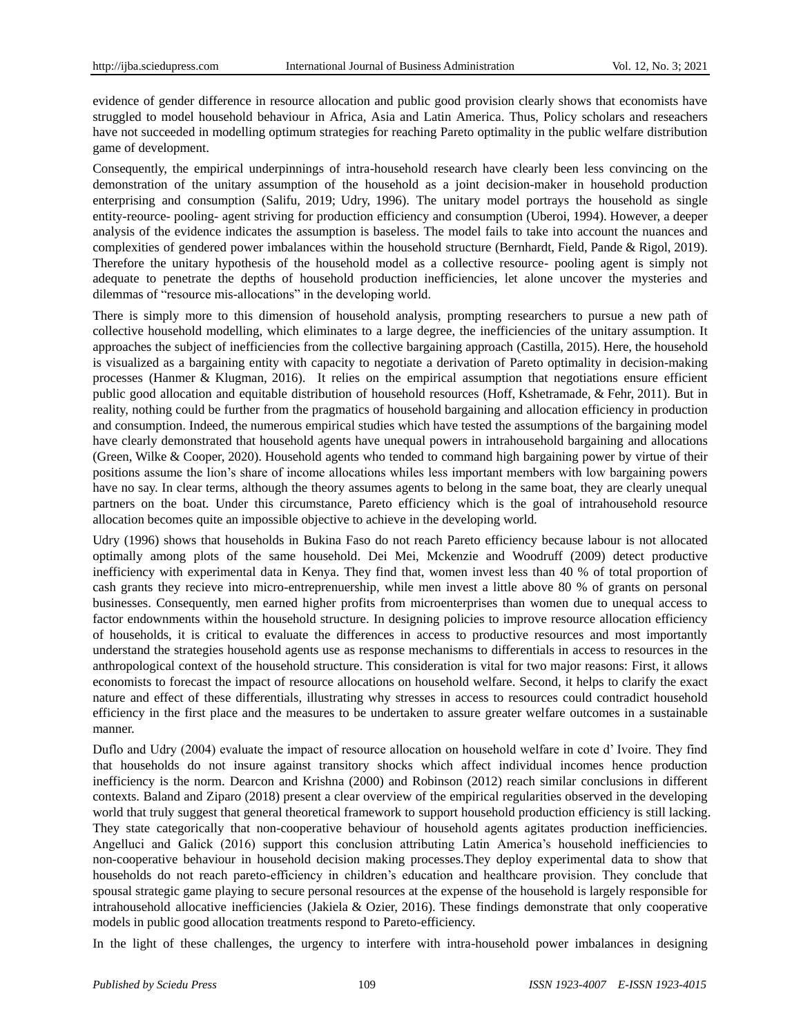evidence of gender difference in resource allocation and public good provision clearly shows that economists have struggled to model household behaviour in Africa, Asia and Latin America. Thus, Policy scholars and reseachers have not succeeded in modelling optimum strategies for reaching Pareto optimality in the public welfare distribution game of development.

Consequently, the empirical underpinnings of intra-household research have clearly been less convincing on the demonstration of the unitary assumption of the household as a joint decision-maker in household production enterprising and consumption (Salifu, 2019; Udry, 1996). The unitary model portrays the household as single entity-reource- pooling- agent striving for production efficiency and consumption (Uberoi, 1994). However, a deeper analysis of the evidence indicates the assumption is baseless. The model fails to take into account the nuances and complexities of gendered power imbalances within the household structure (Bernhardt, Field, Pande & Rigol, 2019). Therefore the unitary hypothesis of the household model as a collective resource- pooling agent is simply not adequate to penetrate the depths of household production inefficiencies, let alone uncover the mysteries and dilemmas of "resource mis-allocations" in the developing world.

There is simply more to this dimension of household analysis, prompting researchers to pursue a new path of collective household modelling, which eliminates to a large degree, the inefficiencies of the unitary assumption. It approaches the subject of inefficiencies from the collective bargaining approach (Castilla, 2015). Here, the household is visualized as a bargaining entity with capacity to negotiate a derivation of Pareto optimality in decision-making processes (Hanmer & Klugman, 2016). It relies on the empirical assumption that negotiations ensure efficient public good allocation and equitable distribution of household resources (Hoff, Kshetramade, & Fehr, 2011). But in reality, nothing could be further from the pragmatics of household bargaining and allocation efficiency in production and consumption. Indeed, the numerous empirical studies which have tested the assumptions of the bargaining model have clearly demonstrated that household agents have unequal powers in intrahousehold bargaining and allocations (Green, Wilke & Cooper, 2020). Household agents who tended to command high bargaining power by virtue of their positions assume the lion's share of income allocations whiles less important members with low bargaining powers have no say. In clear terms, although the theory assumes agents to belong in the same boat, they are clearly unequal partners on the boat. Under this circumstance, Pareto efficiency which is the goal of intrahousehold resource allocation becomes quite an impossible objective to achieve in the developing world.

Udry (1996) shows that households in Bukina Faso do not reach Pareto efficiency because labour is not allocated optimally among plots of the same household. Dei Mei, Mckenzie and Woodruff (2009) detect productive inefficiency with experimental data in Kenya. They find that, women invest less than 40 % of total proportion of cash grants they recieve into micro-entreprenuership, while men invest a little above 80 % of grants on personal businesses. Consequently, men earned higher profits from microenterprises than women due to unequal access to factor endownments within the household structure. In designing policies to improve resource allocation efficiency of households, it is critical to evaluate the differences in access to productive resources and most importantly understand the strategies household agents use as response mechanisms to differentials in access to resources in the anthropological context of the household structure. This consideration is vital for two major reasons: First, it allows economists to forecast the impact of resource allocations on household welfare. Second, it helps to clarify the exact nature and effect of these differentials, illustrating why stresses in access to resources could contradict household efficiency in the first place and the measures to be undertaken to assure greater welfare outcomes in a sustainable manner.

Duflo and Udry (2004) evaluate the impact of resource allocation on household welfare in cote d' Ivoire. They find that households do not insure against transitory shocks which affect individual incomes hence production inefficiency is the norm. Dearcon and Krishna (2000) and Robinson (2012) reach similar conclusions in different contexts. Baland and Ziparo (2018) present a clear overview of the empirical regularities observed in the developing world that truly suggest that general theoretical framework to support household production efficiency is still lacking. They state categorically that non-cooperative behaviour of household agents agitates production inefficiencies. Angelluci and Galick (2016) support this conclusion attributing Latin America's household inefficiencies to non-cooperative behaviour in household decision making processes.They deploy experimental data to show that households do not reach pareto-efficiency in children's education and healthcare provision. They conclude that spousal strategic game playing to secure personal resources at the expense of the household is largely responsible for intrahousehold allocative inefficiencies (Jakiela & Ozier, 2016). These findings demonstrate that only cooperative models in public good allocation treatments respond to Pareto-efficiency.

In the light of these challenges, the urgency to interfere with intra-household power imbalances in designing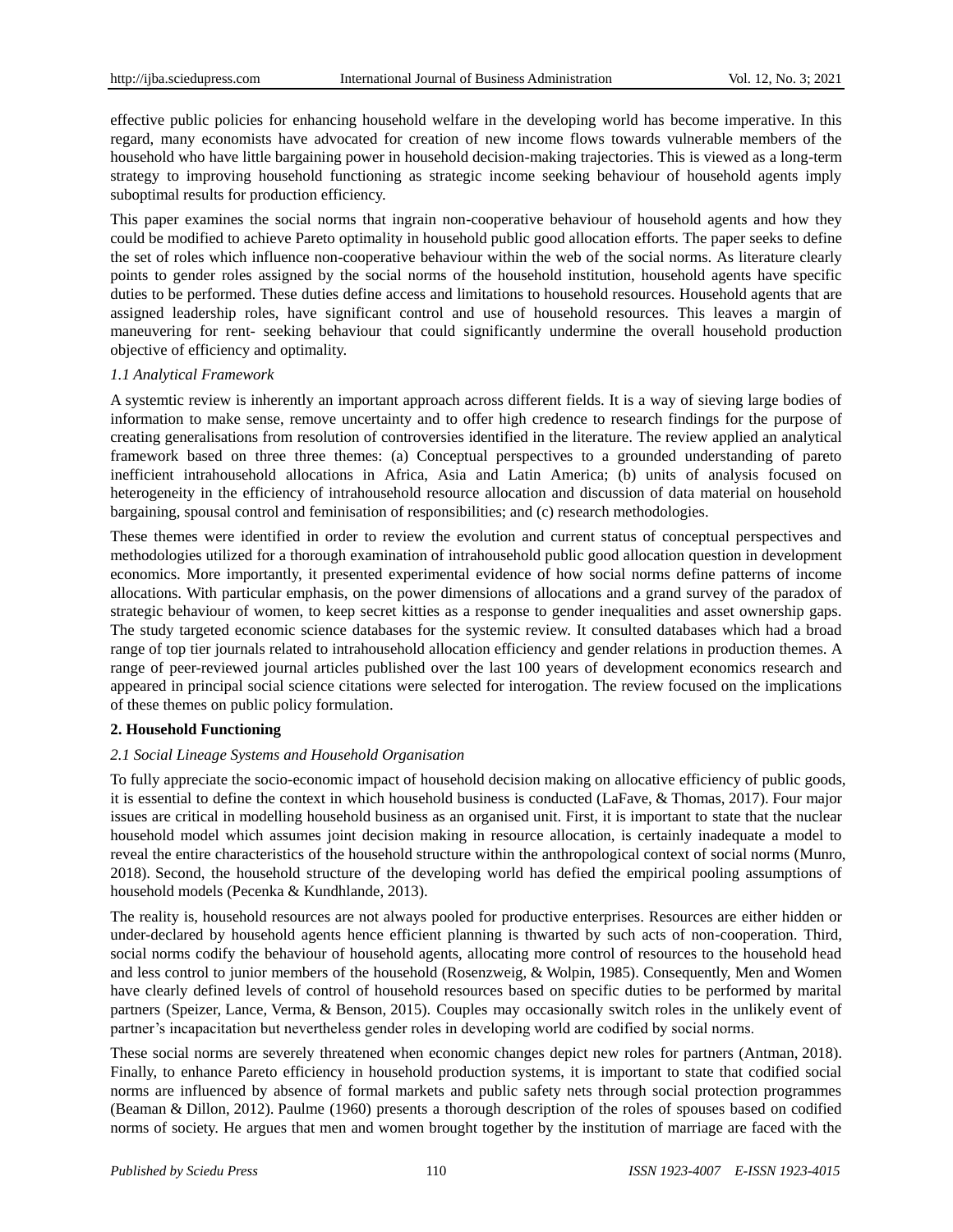effective public policies for enhancing household welfare in the developing world has become imperative. In this regard, many economists have advocated for creation of new income flows towards vulnerable members of the household who have little bargaining power in household decision-making trajectories. This is viewed as a long-term strategy to improving household functioning as strategic income seeking behaviour of household agents imply suboptimal results for production efficiency.

This paper examines the social norms that ingrain non-cooperative behaviour of household agents and how they could be modified to achieve Pareto optimality in household public good allocation efforts. The paper seeks to define the set of roles which influence non-cooperative behaviour within the web of the social norms. As literature clearly points to gender roles assigned by the social norms of the household institution, household agents have specific duties to be performed. These duties define access and limitations to household resources. Household agents that are assigned leadership roles, have significant control and use of household resources. This leaves a margin of maneuvering for rent- seeking behaviour that could significantly undermine the overall household production objective of efficiency and optimality.

### *1.1 Analytical Framework*

A systemtic review is inherently an important approach across different fields. It is a way of sieving large bodies of information to make sense, remove uncertainty and to offer high credence to research findings for the purpose of creating generalisations from resolution of controversies identified in the literature. The review applied an analytical framework based on three three themes: (a) Conceptual perspectives to a grounded understanding of pareto inefficient intrahousehold allocations in Africa, Asia and Latin America; (b) units of analysis focused on heterogeneity in the efficiency of intrahousehold resource allocation and discussion of data material on household bargaining, spousal control and feminisation of responsibilities; and (c) research methodologies.

These themes were identified in order to review the evolution and current status of conceptual perspectives and methodologies utilized for a thorough examination of intrahousehold public good allocation question in development economics. More importantly, it presented experimental evidence of how social norms define patterns of income allocations. With particular emphasis, on the power dimensions of allocations and a grand survey of the paradox of strategic behaviour of women, to keep secret kitties as a response to gender inequalities and asset ownership gaps. The study targeted economic science databases for the systemic review. It consulted databases which had a broad range of top tier journals related to intrahousehold allocation efficiency and gender relations in production themes. A range of peer-reviewed journal articles published over the last 100 years of development economics research and appeared in principal social science citations were selected for interogation. The review focused on the implications of these themes on public policy formulation.

## **2. Household Functioning**

### *2.1 Social Lineage Systems and Household Organisation*

To fully appreciate the socio-economic impact of household decision making on allocative efficiency of public goods, it is essential to define the context in which household business is conducted (LaFave, & Thomas, 2017). Four major issues are critical in modelling household business as an organised unit. First, it is important to state that the nuclear household model which assumes joint decision making in resource allocation, is certainly inadequate a model to reveal the entire characteristics of the household structure within the anthropological context of social norms (Munro, 2018). Second, the household structure of the developing world has defied the empirical pooling assumptions of household models (Pecenka & Kundhlande, 2013).

The reality is, household resources are not always pooled for productive enterprises. Resources are either hidden or under-declared by household agents hence efficient planning is thwarted by such acts of non-cooperation. Third, social norms codify the behaviour of household agents, allocating more control of resources to the household head and less control to junior members of the household (Rosenzweig, & Wolpin, 1985). Consequently, Men and Women have clearly defined levels of control of household resources based on specific duties to be performed by marital partners (Speizer, Lance, Verma, & Benson, 2015). Couples may occasionally switch roles in the unlikely event of partner's incapacitation but nevertheless gender roles in developing world are codified by social norms.

These social norms are severely threatened when economic changes depict new roles for partners (Antman, 2018). Finally, to enhance Pareto efficiency in household production systems, it is important to state that codified social norms are influenced by absence of formal markets and public safety nets through social protection programmes (Beaman & Dillon, 2012). Paulme (1960) presents a thorough description of the roles of spouses based on codified norms of society. He argues that men and women brought together by the institution of marriage are faced with the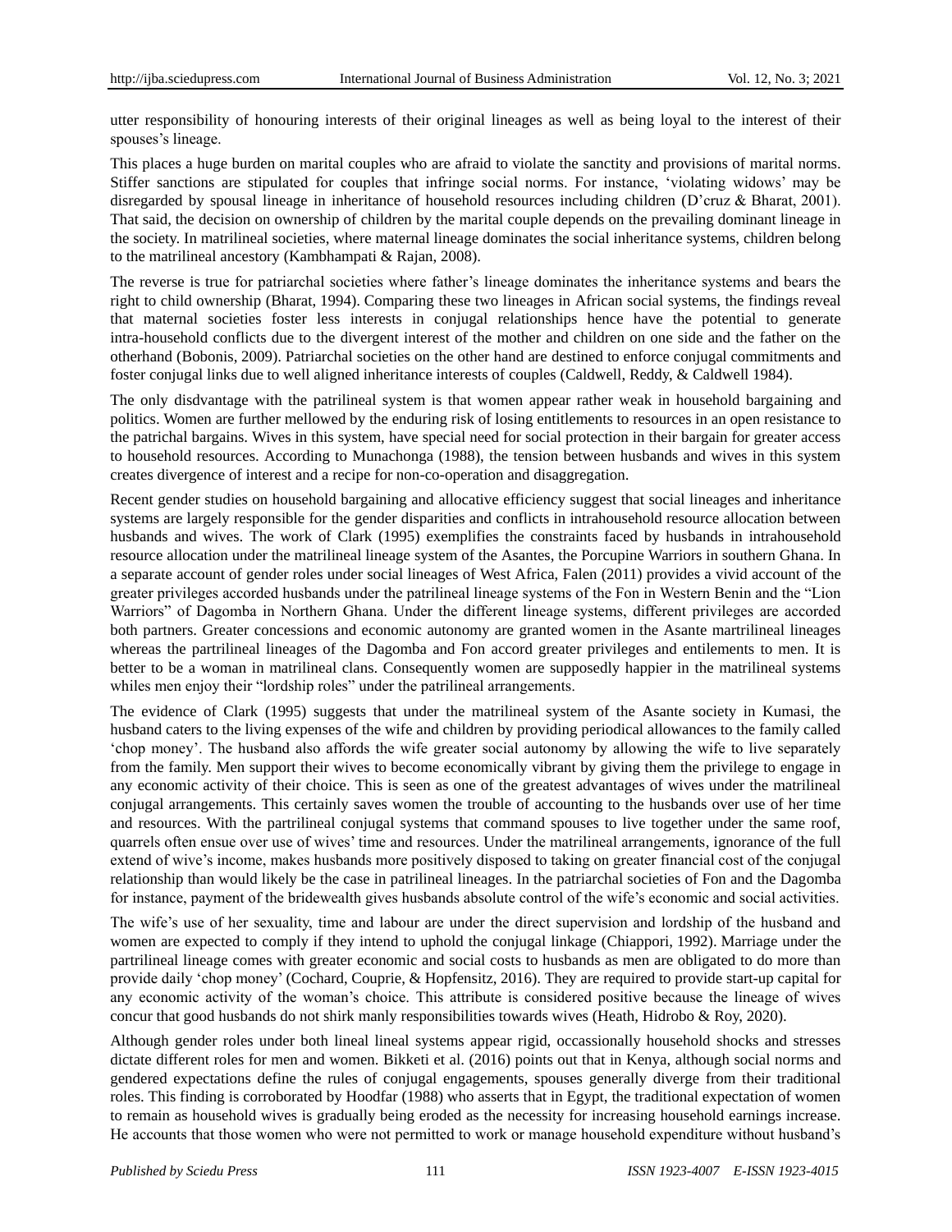utter responsibility of honouring interests of their original lineages as well as being loyal to the interest of their spouses's lineage.

This places a huge burden on marital couples who are afraid to violate the sanctity and provisions of marital norms. Stiffer sanctions are stipulated for couples that infringe social norms. For instance, 'violating widows' may be disregarded by spousal lineage in inheritance of household resources including children (D'cruz & Bharat, 2001). That said, the decision on ownership of children by the marital couple depends on the prevailing dominant lineage in the society. In matrilineal societies, where maternal lineage dominates the social inheritance systems, children belong to the matrilineal ancestory (Kambhampati & Rajan, 2008).

The reverse is true for patriarchal societies where father's lineage dominates the inheritance systems and bears the right to child ownership (Bharat, 1994). Comparing these two lineages in African social systems, the findings reveal that maternal societies foster less interests in conjugal relationships hence have the potential to generate intra-household conflicts due to the divergent interest of the mother and children on one side and the father on the otherhand (Bobonis, 2009). Patriarchal societies on the other hand are destined to enforce conjugal commitments and foster conjugal links due to well aligned inheritance interests of couples (Caldwell, Reddy, & Caldwell 1984).

The only disdvantage with the patrilineal system is that women appear rather weak in household bargaining and politics. Women are further mellowed by the enduring risk of losing entitlements to resources in an open resistance to the patrichal bargains. Wives in this system, have special need for social protection in their bargain for greater access to household resources. According to Munachonga (1988), the tension between husbands and wives in this system creates divergence of interest and a recipe for non-co-operation and disaggregation.

Recent gender studies on household bargaining and allocative efficiency suggest that social lineages and inheritance systems are largely responsible for the gender disparities and conflicts in intrahousehold resource allocation between husbands and wives. The work of Clark (1995) exemplifies the constraints faced by husbands in intrahousehold resource allocation under the matrilineal lineage system of the Asantes, the Porcupine Warriors in southern Ghana. In a separate account of gender roles under social lineages of West Africa, Falen (2011) provides a vivid account of the greater privileges accorded husbands under the patrilineal lineage systems of the Fon in Western Benin and the "Lion Warriors" of Dagomba in Northern Ghana. Under the different lineage systems, different privileges are accorded both partners. Greater concessions and economic autonomy are granted women in the Asante martrilineal lineages whereas the partrilineal lineages of the Dagomba and Fon accord greater privileges and entilements to men. It is better to be a woman in matrilineal clans. Consequently women are supposedly happier in the matrilineal systems whiles men enjoy their "lordship roles" under the patrilineal arrangements.

The evidence of Clark (1995) suggests that under the matrilineal system of the Asante society in Kumasi, the husband caters to the living expenses of the wife and children by providing periodical allowances to the family called 'chop money'. The husband also affords the wife greater social autonomy by allowing the wife to live separately from the family. Men support their wives to become economically vibrant by giving them the privilege to engage in any economic activity of their choice. This is seen as one of the greatest advantages of wives under the matrilineal conjugal arrangements. This certainly saves women the trouble of accounting to the husbands over use of her time and resources. With the partrilineal conjugal systems that command spouses to live together under the same roof, quarrels often ensue over use of wives' time and resources. Under the matrilineal arrangements, ignorance of the full extend of wive's income, makes husbands more positively disposed to taking on greater financial cost of the conjugal relationship than would likely be the case in patrilineal lineages. In the patriarchal societies of Fon and the Dagomba for instance, payment of the bridewealth gives husbands absolute control of the wife's economic and social activities.

The wife's use of her sexuality, time and labour are under the direct supervision and lordship of the husband and women are expected to comply if they intend to uphold the conjugal linkage (Chiappori, 1992). Marriage under the partrilineal lineage comes with greater economic and social costs to husbands as men are obligated to do more than provide daily 'chop money' (Cochard, Couprie, & Hopfensitz, 2016). They are required to provide start-up capital for any economic activity of the woman's choice. This attribute is considered positive because the lineage of wives concur that good husbands do not shirk manly responsibilities towards wives (Heath, Hidrobo & Roy, 2020).

Although gender roles under both lineal lineal systems appear rigid, occassionally household shocks and stresses dictate different roles for men and women. Bikketi et al. (2016) points out that in Kenya, although social norms and gendered expectations define the rules of conjugal engagements, spouses generally diverge from their traditional roles. This finding is corroborated by Hoodfar (1988) who asserts that in Egypt, the traditional expectation of women to remain as household wives is gradually being eroded as the necessity for increasing household earnings increase. He accounts that those women who were not permitted to work or manage household expenditure without husband's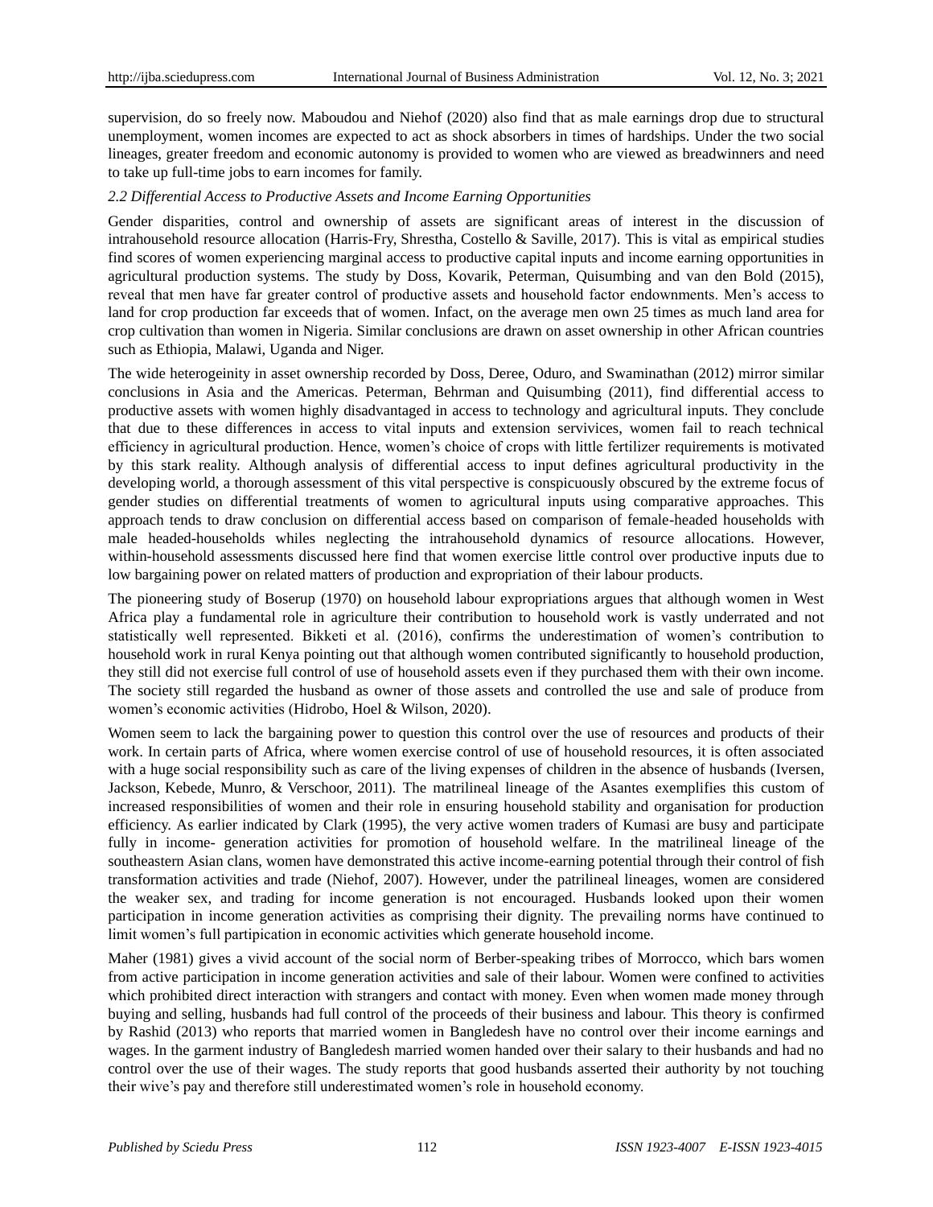supervision, do so freely now. Maboudou and Niehof (2020) also find that as male earnings drop due to structural unemployment, women incomes are expected to act as shock absorbers in times of hardships. Under the two social lineages, greater freedom and economic autonomy is provided to women who are viewed as breadwinners and need to take up full-time jobs to earn incomes for family.

### *2.2 Differential Access to Productive Assets and Income Earning Opportunities*

Gender disparities, control and ownership of assets are significant areas of interest in the discussion of intrahousehold resource allocation (Harris-Fry, Shrestha, Costello & Saville, 2017). This is vital as empirical studies find scores of women experiencing marginal access to productive capital inputs and income earning opportunities in agricultural production systems. The study by Doss, Kovarik, Peterman, Quisumbing and van den Bold (2015), reveal that men have far greater control of productive assets and household factor endownments. Men's access to land for crop production far exceeds that of women. Infact, on the average men own 25 times as much land area for crop cultivation than women in Nigeria. Similar conclusions are drawn on asset ownership in other African countries such as Ethiopia, Malawi, Uganda and Niger.

The wide heterogeinity in asset ownership recorded by Doss, Deree, Oduro, and Swaminathan (2012) mirror similar conclusions in Asia and the Americas. Peterman, Behrman and Quisumbing (2011), find differential access to productive assets with women highly disadvantaged in access to technology and agricultural inputs. They conclude that due to these differences in access to vital inputs and extension servivices, women fail to reach technical efficiency in agricultural production. Hence, women's choice of crops with little fertilizer requirements is motivated by this stark reality. Although analysis of differential access to input defines agricultural productivity in the developing world, a thorough assessment of this vital perspective is conspicuously obscured by the extreme focus of gender studies on differential treatments of women to agricultural inputs using comparative approaches. This approach tends to draw conclusion on differential access based on comparison of female-headed households with male headed-households whiles neglecting the intrahousehold dynamics of resource allocations. However, within-household assessments discussed here find that women exercise little control over productive inputs due to low bargaining power on related matters of production and expropriation of their labour products.

The pioneering study of Boserup (1970) on household labour expropriations argues that although women in West Africa play a fundamental role in agriculture their contribution to household work is vastly underrated and not statistically well represented. Bikketi et al. (2016), confirms the underestimation of women's contribution to household work in rural Kenya pointing out that although women contributed significantly to household production, they still did not exercise full control of use of household assets even if they purchased them with their own income. The society still regarded the husband as owner of those assets and controlled the use and sale of produce from women's economic activities (Hidrobo, Hoel & Wilson, 2020).

Women seem to lack the bargaining power to question this control over the use of resources and products of their work. In certain parts of Africa, where women exercise control of use of household resources, it is often associated with a huge social responsibility such as care of the living expenses of children in the absence of husbands (Iversen, Jackson, Kebede, Munro, & Verschoor, 2011). The matrilineal lineage of the Asantes exemplifies this custom of increased responsibilities of women and their role in ensuring household stability and organisation for production efficiency. As earlier indicated by Clark (1995), the very active women traders of Kumasi are busy and participate fully in income- generation activities for promotion of household welfare. In the matrilineal lineage of the southeastern Asian clans, women have demonstrated this active income-earning potential through their control of fish transformation activities and trade (Niehof, 2007). However, under the patrilineal lineages, women are considered the weaker sex, and trading for income generation is not encouraged. Husbands looked upon their women participation in income generation activities as comprising their dignity. The prevailing norms have continued to limit women's full partipication in economic activities which generate household income.

Maher (1981) gives a vivid account of the social norm of Berber-speaking tribes of Morrocco, which bars women from active participation in income generation activities and sale of their labour. Women were confined to activities which prohibited direct interaction with strangers and contact with money. Even when women made money through buying and selling, husbands had full control of the proceeds of their business and labour. This theory is confirmed by Rashid (2013) who reports that married women in Bangledesh have no control over their income earnings and wages. In the garment industry of Bangledesh married women handed over their salary to their husbands and had no control over the use of their wages. The study reports that good husbands asserted their authority by not touching their wive's pay and therefore still underestimated women's role in household economy.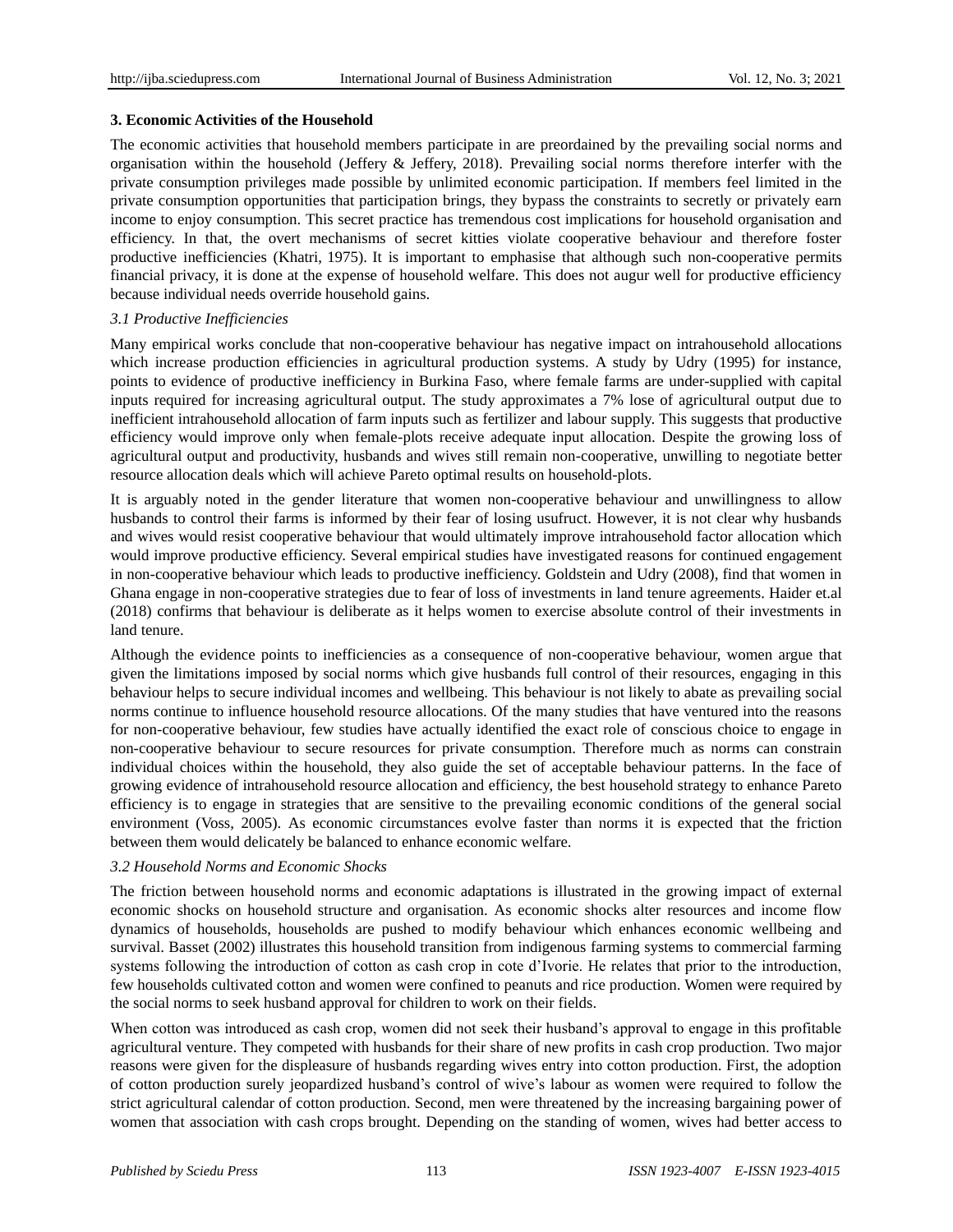## 3. Economic Activities of the Household

The economic activities that household members participate in are preordained by the prevailing social norms and organisation within the household (Jeffery & Jeffery, 2018). Prevailing social norms therefore interfer with the private consumption privileges made possible by unlimited economic participation. If members feel limited in the private consumption opportunities that participation brings, they bypass the constraints to secretly or privately earn income to enjoy consumption. This secret practice has tremendous cost implications for household organisation and efficiency. In that, the overt mechanisms of secret kitties violate cooperative behaviour and therefore foster productive inefficiencies (Khatri, 1975). It is important to emphasise that although such non-cooperative permits financial privacy, it is done at the expense of household welfare. This does not augur well for productive efficiency because individual needs override household gains.

### *3.1 Productive Inefficiencies*

Many empirical works conclude that non-cooperative behaviour has negative impact on intrahousehold allocations which increase production efficiencies in agricultural production systems. A study by Udry (1995) for instance, points to evidence of productive inefficiency in Burkina Faso, where female farms are under-supplied with capital inputs required for increasing agricultural output. The study approximates a 7% lose of agricultural output due to inefficient intrahousehold allocation of farm inputs such as fertilizer and labour supply. This suggests that productive efficiency would improve only when female-plots receive adequate input allocation. Despite the growing loss of agricultural output and productivity, husbands and wives still remain non-cooperative, unwilling to negotiate better resource allocation deals which will achieve Pareto optimal results on household-plots.

It is arguably noted in the gender literature that women non-cooperative behaviour and unwillingness to allow husbands to control their farms is informed by their fear of losing usufruct. However, it is not clear why husbands and wives would resist cooperative behaviour that would ultimately improve intrahousehold factor allocation which would improve productive efficiency. Several empirical studies have investigated reasons for continued engagement in non-cooperative behaviour which leads to productive inefficiency. Goldstein and Udry (2008), find that women in Ghana engage in non-cooperative strategies due to fear of loss of investments in land tenure agreements. Haider et.al (2018) confirms that behaviour is deliberate as it helps women to exercise absolute control of their investments in land tenure.

Although the evidence points to inefficiencies as a consequence of non-cooperative behaviour, women argue that given the limitations imposed by social norms which give husbands full control of their resources, engaging in this behaviour helps to secure individual incomes and wellbeing. This behaviour is not likely to abate as prevailing social norms continue to influence household resource allocations. Of the many studies that have ventured into the reasons for non-cooperative behaviour, few studies have actually identified the exact role of conscious choice to engage in non-cooperative behaviour to secure resources for private consumption. Therefore much as norms can constrain individual choices within the household, they also guide the set of acceptable behaviour patterns. In the face of growing evidence of intrahousehold resource allocation and efficiency, the best household strategy to enhance Pareto efficiency is to engage in strategies that are sensitive to the prevailing economic conditions of the general social environment (Voss, 2005). As economic circumstances evolve faster than norms it is expected that the friction between them would delicately be balanced to enhance economic welfare.

### *3.2 Household Norms and Economic Shocks*

The friction between household norms and economic adaptations is illustrated in the growing impact of external economic shocks on household structure and organisation. As economic shocks alter resources and income flow dynamics of households, households are pushed to modify behaviour which enhances economic wellbeing and survival. Basset (2002) illustrates this household transition from indigenous farming systems to commercial farming systems following the introduction of cotton as cash crop in cote d'Ivorie. He relates that prior to the introduction, few households cultivated cotton and women were confined to peanuts and rice production. Women were required by the social norms to seek husband approval for children to work on their fields.

When cotton was introduced as cash crop, women did not seek their husband's approval to engage in this profitable agricultural venture. They competed with husbands for their share of new profits in cash crop production. Two major reasons were given for the displeasure of husbands regarding wives entry into cotton production. First, the adoption of cotton production surely jeopardized husband's control of wive's labour as women were required to follow the strict agricultural calendar of cotton production. Second, men were threatened by the increasing bargaining power of women that association with cash crops brought. Depending on the standing of women, wives had better access to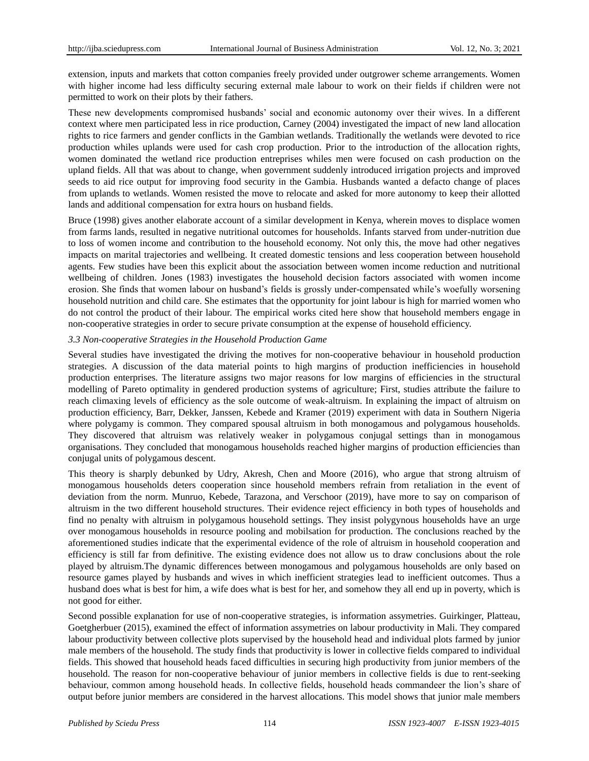extension, inputs and markets that cotton companies freely provided under outgrower scheme arrangements. Women with higher income had less difficulty securing external male labour to work on their fields if children were not permitted to work on their plots by their fathers.

These new developments compromised husbands' social and economic autonomy over their wives. In a different context where men participated less in rice production, Carney (2004) investigated the impact of new land allocation rights to rice farmers and gender conflicts in the Gambian wetlands. Traditionally the wetlands were devoted to rice production whiles uplands were used for cash crop production. Prior to the introduction of the allocation rights, women dominated the wetland rice production entreprises whiles men were focused on cash production on the upland fields. All that was about to change, when government suddenly introduced irrigation projects and improved seeds to aid rice output for improving food security in the Gambia. Husbands wanted a defacto change of places from uplands to wetlands. Women resisted the move to relocate and asked for more autonomy to keep their allotted lands and additional compensation for extra hours on husband fields.

Bruce (1998) gives another elaborate account of a similar development in Kenya, wherein moves to displace women from farms lands, resulted in negative nutritional outcomes for households. Infants starved from under-nutrition due to loss of women income and contribution to the household economy. Not only this, the move had other negatives impacts on marital trajectories and wellbeing. It created domestic tensions and less cooperation between household agents. Few studies have been this explicit about the association between women income reduction and nutritional wellbeing of children. Jones (1983) investigates the household decision factors associated with women income erosion. She finds that women labour on husband's fields is grossly under-compensated while's woefully worsening household nutrition and child care. She estimates that the opportunity for joint labour is high for married women who do not control the product of their labour. The empirical works cited here show that household members engage in non-cooperative strategies in order to secure private consumption at the expense of household efficiency.

### *3.3 Non-cooperative Strategies in the Household Production Game*

Several studies have investigated the driving the motives for non-cooperative behaviour in household production strategies. A discussion of the data material points to high margins of production inefficiencies in household production enterprises. The literature assigns two major reasons for low margins of efficiencies in the structural modelling of Pareto optimality in gendered production systems of agriculture; First, studies attribute the failure to reach climaxing levels of efficiency as the sole outcome of weak-altruism. In explaining the impact of altruism on production efficiency, Barr, Dekker, Janssen, Kebede and Kramer (2019) experiment with data in Southern Nigeria where polygamy is common. They compared spousal altruism in both monogamous and polygamous households. They discovered that altruism was relatively weaker in polygamous conjugal settings than in monogamous organisations. They concluded that monogamous households reached higher margins of production efficiencies than conjugal units of polygamous descent.

This theory is sharply debunked by Udry, Akresh, Chen and Moore (2016), who argue that strong altruism of monogamous households deters cooperation since household members refrain from retaliation in the event of deviation from the norm. Munruo, Kebede, Tarazona, and Verschoor (2019), have more to say on comparison of altruism in the two different household structures. Their evidence reject efficiency in both types of households and find no penalty with altruism in polygamous household settings. They insist polygynous households have an urge over monogamous households in resource pooling and mobilsation for production. The conclusions reached by the aforementioned studies indicate that the experimental evidence of the role of altruism in household cooperation and efficiency is still far from definitive. The existing evidence does not allow us to draw conclusions about the role played by altruism.The dynamic differences between monogamous and polygamous households are only based on resource games played by husbands and wives in which inefficient strategies lead to inefficient outcomes. Thus a husband does what is best for him, a wife does what is best for her, and somehow they all end up in poverty, which is not good for either.

Second possible explanation for use of non-cooperative strategies, is information assymetries. Guirkinger, Platteau, Goetgherbuer (2015), examined the effect of information assymetries on labour productivity in Mali. They compared labour productivity between collective plots supervised by the household head and individual plots farmed by junior male members of the household. The study finds that productivity is lower in collective fields compared to individual fields. This showed that household heads faced difficulties in securing high productivity from junior members of the household. The reason for non-cooperative behaviour of junior members in collective fields is due to rent-seeking behaviour, common among household heads. In collective fields, household heads commandeer the lion's share of output before junior members are considered in the harvest allocations. This model shows that junior male members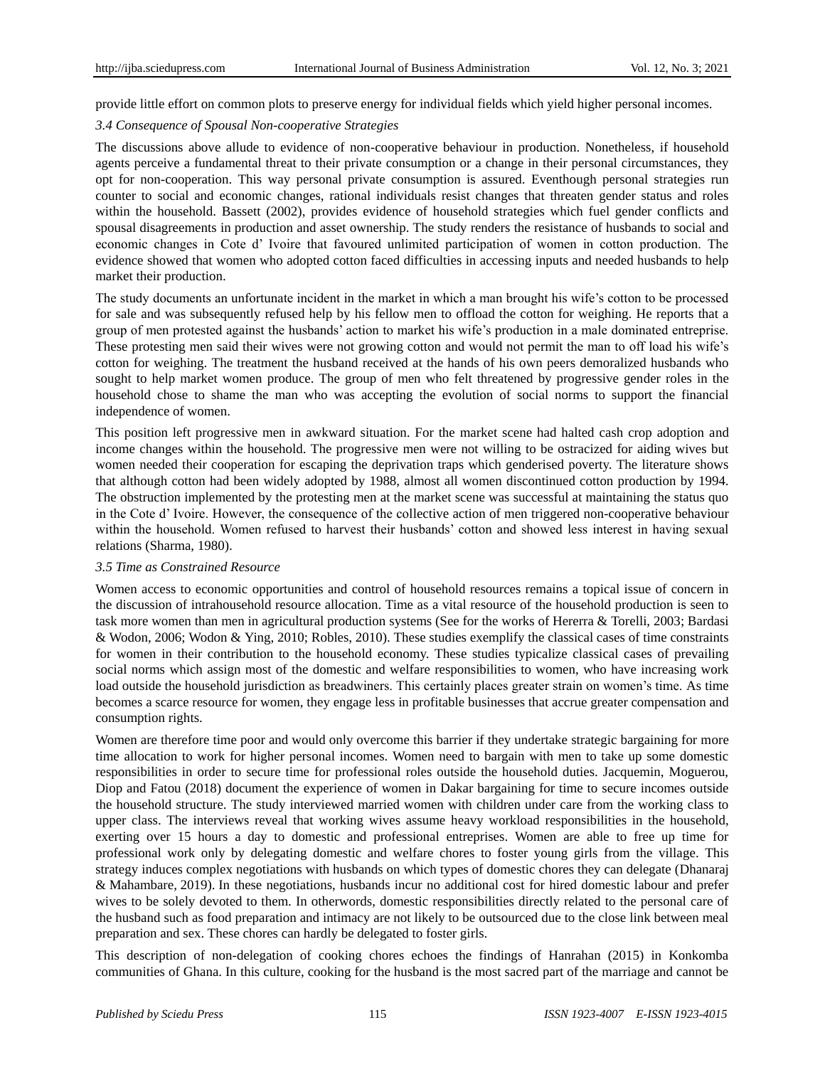provide little effort on common plots to preserve energy for individual fields which yield higher personal incomes.

### *3.4 Consequence of Spousal Non-cooperative Strategies*

The discussions above allude to evidence of non-cooperative behaviour in production. Nonetheless, if household agents perceive a fundamental threat to their private consumption or a change in their personal circumstances, they opt for non-cooperation. This way personal private consumption is assured. Eventhough personal strategies run counter to social and economic changes, rational individuals resist changes that threaten gender status and roles within the household. Bassett (2002), provides evidence of household strategies which fuel gender conflicts and spousal disagreements in production and asset ownership. The study renders the resistance of husbands to social and economic changes in Cote d' Ivoire that favoured unlimited participation of women in cotton production. The evidence showed that women who adopted cotton faced difficulties in accessing inputs and needed husbands to help market their production.

The study documents an unfortunate incident in the market in which a man brought his wife's cotton to be processed for sale and was subsequently refused help by his fellow men to offload the cotton for weighing. He reports that a group of men protested against the husbands' action to market his wife's production in a male dominated entreprise. These protesting men said their wives were not growing cotton and would not permit the man to off load his wife's cotton for weighing. The treatment the husband received at the hands of his own peers demoralized husbands who sought to help market women produce. The group of men who felt threatened by progressive gender roles in the household chose to shame the man who was accepting the evolution of social norms to support the financial independence of women.

This position left progressive men in awkward situation. For the market scene had halted cash crop adoption and income changes within the household. The progressive men were not willing to be ostracized for aiding wives but women needed their cooperation for escaping the deprivation traps which genderised poverty. The literature shows that although cotton had been widely adopted by 1988, almost all women discontinued cotton production by 1994. The obstruction implemented by the protesting men at the market scene was successful at maintaining the status quo in the Cote d' Ivoire. However, the consequence of the collective action of men triggered non-cooperative behaviour within the household. Women refused to harvest their husbands' cotton and showed less interest in having sexual relations (Sharma, 1980).

### *3.5 Time as Constrained Resource*

Women access to economic opportunities and control of household resources remains a topical issue of concern in the discussion of intrahousehold resource allocation. Time as a vital resource of the household production is seen to task more women than men in agricultural production systems (See for the works of Hererra & Torelli, 2003; Bardasi & Wodon, 2006; Wodon & Ying, 2010; Robles, 2010). These studies exemplify the classical cases of time constraints for women in their contribution to the household economy. These studies typicalize classical cases of prevailing social norms which assign most of the domestic and welfare responsibilities to women, who have increasing work load outside the household jurisdiction as breadwiners. This certainly places greater strain on women's time. As time becomes a scarce resource for women, they engage less in profitable businesses that accrue greater compensation and consumption rights.

Women are therefore time poor and would only overcome this barrier if they undertake strategic bargaining for more time allocation to work for higher personal incomes. Women need to bargain with men to take up some domestic responsibilities in order to secure time for professional roles outside the household duties. Jacquemin, Moguerou, Diop and Fatou (2018) document the experience of women in Dakar bargaining for time to secure incomes outside the household structure. The study interviewed married women with children under care from the working class to upper class. The interviews reveal that working wives assume heavy workload responsibilities in the household, exerting over 15 hours a day to domestic and professional entreprises. Women are able to free up time for professional work only by delegating domestic and welfare chores to foster young girls from the village. This strategy induces complex negotiations with husbands on which types of domestic chores they can delegate (Dhanaraj & Mahambare, 2019). In these negotiations, husbands incur no additional cost for hired domestic labour and prefer wives to be solely devoted to them. In otherwords, domestic responsibilities directly related to the personal care of the husband such as food preparation and intimacy are not likely to be outsourced due to the close link between meal preparation and sex. These chores can hardly be delegated to foster girls.

This description of non-delegation of cooking chores echoes the findings of Hanrahan (2015) in Konkomba communities of Ghana. In this culture, cooking for the husband is the most sacred part of the marriage and cannot be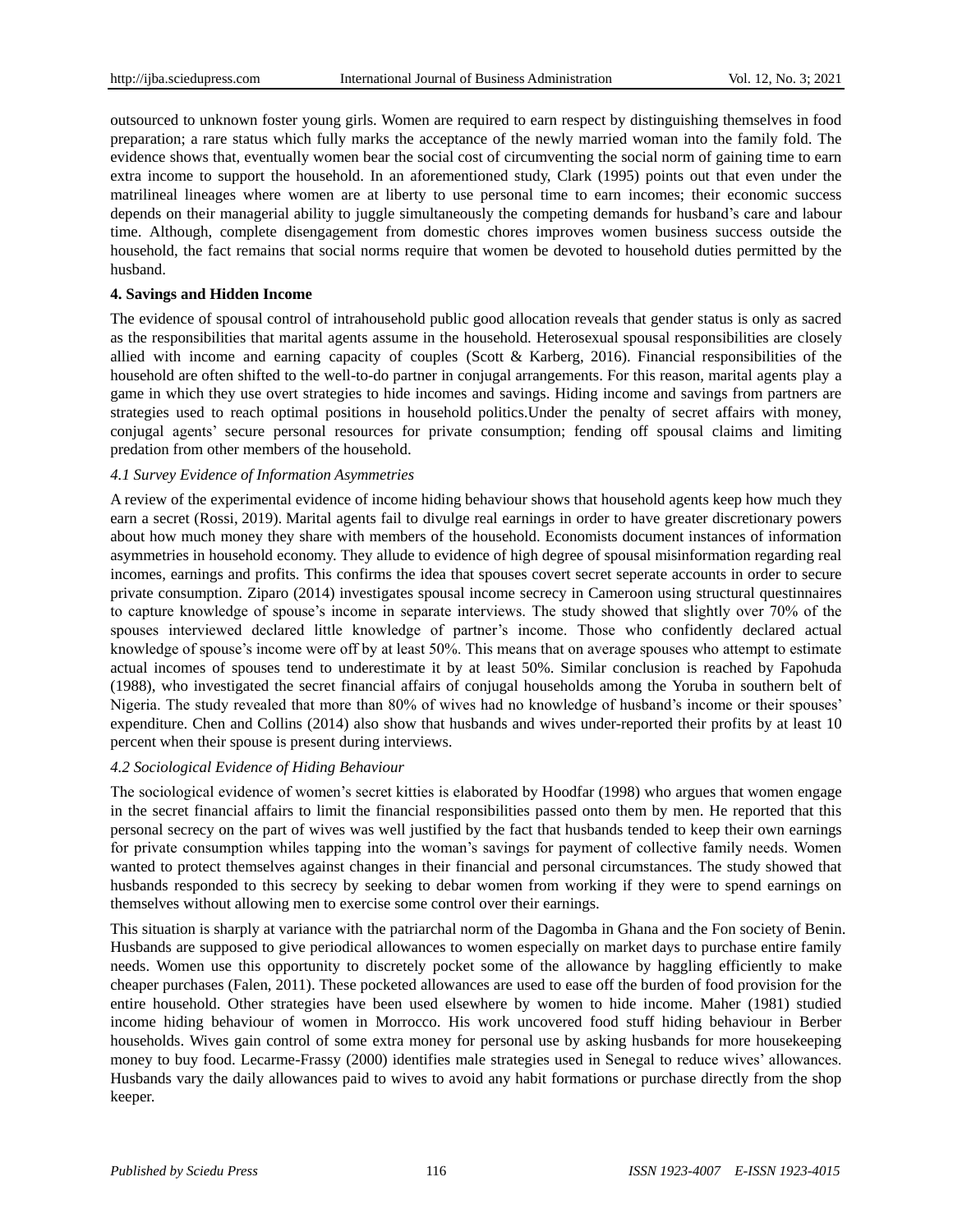outsourced to unknown foster young girls. Women are required to earn respect by distinguishing themselves in food preparation; a rare status which fully marks the acceptance of the newly married woman into the family fold. The evidence shows that, eventually women bear the social cost of circumventing the social norm of gaining time to earn extra income to support the household. In an aforementioned study, Clark (1995) points out that even under the matrilineal lineages where women are at liberty to use personal time to earn incomes; their economic success depends on their managerial ability to juggle simultaneously the competing demands for husband's care and labour time. Although, complete disengagement from domestic chores improves women business success outside the household, the fact remains that social norms require that women be devoted to household duties permitted by the husband.

## 4. Savings and Hidden Income

The evidence of spousal control of intrahousehold public good allocation reveals that gender status is only as sacred as the responsibilities that marital agents assume in the household. Heterosexual spousal responsibilities are closely allied with income and earning capacity of couples (Scott & Karberg, 2016). Financial responsibilities of the household are often shifted to the well-to-do partner in conjugal arrangements. For this reason, marital agents play a game in which they use overt strategies to hide incomes and savings. Hiding income and savings from partners are strategies used to reach optimal positions in household politics.Under the penalty of secret affairs with money, conjugal agents' secure personal resources for private consumption; fending off spousal claims and limiting predation from other members of the household.

### *4.1 Survey Evidence of Information Asymmetries*

A review of the experimental evidence of income hiding behaviour shows that household agents keep how much they earn a secret (Rossi, 2019). Marital agents fail to divulge real earnings in order to have greater discretionary powers about how much money they share with members of the household. Economists document instances of information asymmetries in household economy. They allude to evidence of high degree of spousal misinformation regarding real incomes, earnings and profits. This confirms the idea that spouses covert secret seperate accounts in order to secure private consumption. Ziparo (2014) investigates spousal income secrecy in Cameroon using structural questinnaires to capture knowledge of spouse's income in separate interviews. The study showed that slightly over 70% of the spouses interviewed declared little knowledge of partner's income. Those who confidently declared actual knowledge of spouse's income were off by at least 50%. This means that on average spouses who attempt to estimate actual incomes of spouses tend to underestimate it by at least 50%. Similar conclusion is reached by Fapohuda (1988), who investigated the secret financial affairs of conjugal households among the Yoruba in southern belt of Nigeria. The study revealed that more than 80% of wives had no knowledge of husband's income or their spouses' expenditure. Chen and Collins (2014) also show that husbands and wives under-reported their profits by at least 10 percent when their spouse is present during interviews.

### *4.2 Sociological Evidence of Hiding Behaviour*

The sociological evidence of women's secret kitties is elaborated by Hoodfar (1998) who argues that women engage in the secret financial affairs to limit the financial responsibilities passed onto them by men. He reported that this personal secrecy on the part of wives was well justified by the fact that husbands tended to keep their own earnings for private consumption whiles tapping into the woman's savings for payment of collective family needs. Women wanted to protect themselves against changes in their financial and personal circumstances. The study showed that husbands responded to this secrecy by seeking to debar women from working if they were to spend earnings on themselves without allowing men to exercise some control over their earnings.

This situation is sharply at variance with the patriarchal norm of the Dagomba in Ghana and the Fon society of Benin. Husbands are supposed to give periodical allowances to women especially on market days to purchase entire family needs. Women use this opportunity to discretely pocket some of the allowance by haggling efficiently to make cheaper purchases (Falen, 2011). These pocketed allowances are used to ease off the burden of food provision for the entire household. Other strategies have been used elsewhere by women to hide income. Maher (1981) studied income hiding behaviour of women in Morrocco. His work uncovered food stuff hiding behaviour in Berber households. Wives gain control of some extra money for personal use by asking husbands for more housekeeping money to buy food. Lecarme-Frassy (2000) identifies male strategies used in Senegal to reduce wives' allowances. Husbands vary the daily allowances paid to wives to avoid any habit formations or purchase directly from the shop keeper.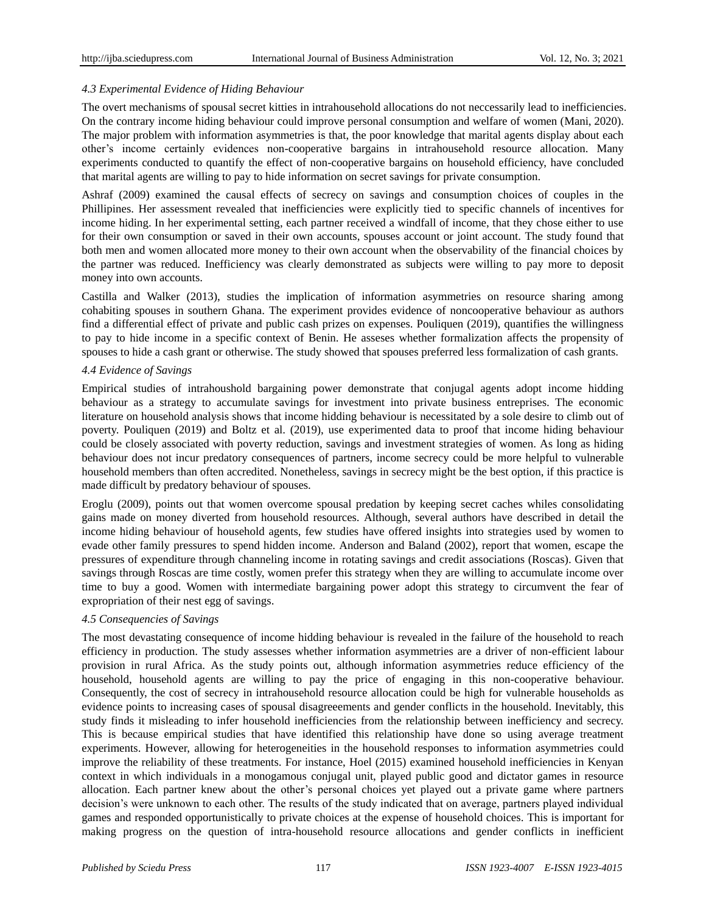### *4.3 Experimental Evidence of Hiding Behaviour*

The overt mechanisms of spousal secret kitties in intrahousehold allocations do not neccessarily lead to inefficiencies. On the contrary income hiding behaviour could improve personal consumption and welfare of women (Mani, 2020). The major problem with information asymmetries is that, the poor knowledge that marital agents display about each other's income certainly evidences non-cooperative bargains in intrahousehold resource allocation. Many experiments conducted to quantify the effect of non-cooperative bargains on household efficiency, have concluded that marital agents are willing to pay to hide information on secret savings for private consumption.

Ashraf (2009) examined the causal effects of secrecy on savings and consumption choices of couples in the Phillipines. Her assessment revealed that inefficiencies were explicitly tied to specific channels of incentives for income hiding. In her experimental setting, each partner received a windfall of income, that they chose either to use for their own consumption or saved in their own accounts, spouses account or joint account. The study found that both men and women allocated more money to their own account when the observability of the financial choices by the partner was reduced. Inefficiency was clearly demonstrated as subjects were willing to pay more to deposit money into own accounts.

Castilla and Walker (2013), studies the implication of information asymmetries on resource sharing among cohabiting spouses in southern Ghana. The experiment provides evidence of noncooperative behaviour as authors find a differential effect of private and public cash prizes on expenses. Pouliquen (2019), quantifies the willingness to pay to hide income in a specific context of Benin. He asseses whether formalization affects the propensity of spouses to hide a cash grant or otherwise. The study showed that spouses preferred less formalization of cash grants.

### *4.4 Evidence of Savings*

Empirical studies of intrahoushold bargaining power demonstrate that conjugal agents adopt income hidding behaviour as a strategy to accumulate savings for investment into private business entreprises. The economic literature on household analysis shows that income hidding behaviour is necessitated by a sole desire to climb out of poverty. Pouliquen (2019) and Boltz et al. (2019), use experimented data to proof that income hiding behaviour could be closely associated with poverty reduction, savings and investment strategies of women. As long as hiding behaviour does not incur predatory consequences of partners, income secrecy could be more helpful to vulnerable household members than often accredited. Nonetheless, savings in secrecy might be the best option, if this practice is made difficult by predatory behaviour of spouses.

Eroglu (2009), points out that women overcome spousal predation by keeping secret caches whiles consolidating gains made on money diverted from household resources. Although, several authors have described in detail the income hiding behaviour of household agents, few studies have offered insights into strategies used by women to evade other family pressures to spend hidden income. Anderson and Baland (2002), report that women, escape the pressures of expenditure through channeling income in rotating savings and credit associations (Roscas). Given that savings through Roscas are time costly, women prefer this strategy when they are willing to accumulate income over time to buy a good. Women with intermediate bargaining power adopt this strategy to circumvent the fear of expropriation of their nest egg of savings.

### *4.5 Consequencies of Savings*

The most devastating consequence of income hidding behaviour is revealed in the failure of the household to reach efficiency in production. The study assesses whether information asymmetries are a driver of non-efficient labour provision in rural Africa. As the study points out, although information asymmetries reduce efficiency of the household, household agents are willing to pay the price of engaging in this non-cooperative behaviour. Consequently, the cost of secrecy in intrahousehold resource allocation could be high for vulnerable households as evidence points to increasing cases of spousal disagreeements and gender conflicts in the household. Inevitably, this study finds it misleading to infer household inefficiencies from the relationship between inefficiency and secrecy. This is because empirical studies that have identified this relationship have done so using average treatment experiments. However, allowing for heterogeneities in the household responses to information asymmetries could improve the reliability of these treatments. For instance, Hoel (2015) examined household inefficiencies in Kenyan context in which individuals in a monogamous conjugal unit, played public good and dictator games in resource allocation. Each partner knew about the other's personal choices yet played out a private game where partners decision's were unknown to each other. The results of the study indicated that on average, partners played individual games and responded opportunistically to private choices at the expense of household choices. This is important for making progress on the question of intra-household resource allocations and gender conflicts in inefficient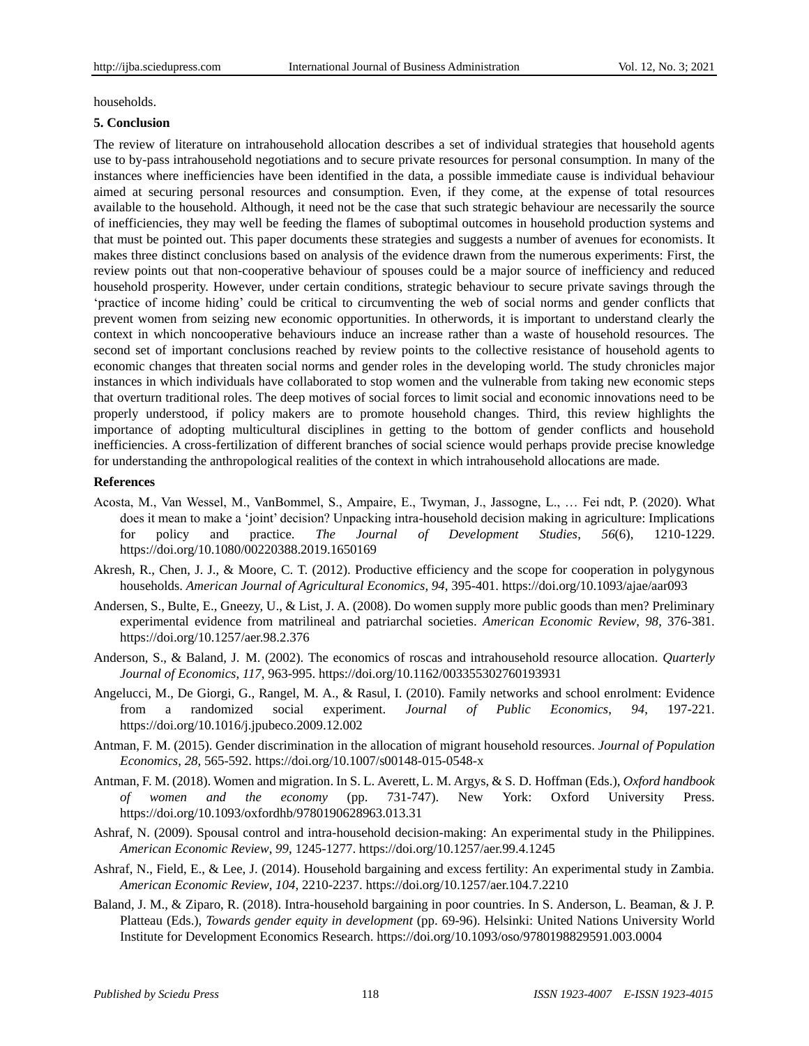households.

## 5. Conclusion

The review of literature on intrahousehold allocation describes a set of individual strategies that household agents use to by-pass intrahousehold negotiations and to secure private resources for personal consumption. In many of the instances where inefficiencies have been identified in the data, a possible immediate cause is individual behaviour aimed at securing personal resources and consumption. Even, if they come, at the expense of total resources available to the household. Although, it need not be the case that such strategic behaviour are necessarily the source of inefficiencies, they may well be feeding the flames of suboptimal outcomes in household production systems and that must be pointed out. This paper documents these strategies and suggests a number of avenues for economists. It makes three distinct conclusions based on analysis of the evidence drawn from the numerous experiments: First, the review points out that non-cooperative behaviour of spouses could be a major source of inefficiency and reduced household prosperity. However, under certain conditions, strategic behaviour to secure private savings through the 'practice of income hiding' could be critical to circumventing the web of social norms and gender conflicts that prevent women from seizing new economic opportunities. In otherwords, it is important to understand clearly the context in which noncooperative behaviours induce an increase rather than a waste of household resources. The second set of important conclusions reached by review points to the collective resistance of household agents to economic changes that threaten social norms and gender roles in the developing world. The study chronicles major instances in which individuals have collaborated to stop women and the vulnerable from taking new economic steps that overturn traditional roles. The deep motives of social forces to limit social and economic innovations need to be properly understood, if policy makers are to promote household changes. Third, this review highlights the importance of adopting multicultural disciplines in getting to the bottom of gender conflicts and household inefficiencies. A cross-fertilization of different branches of social science would perhaps provide precise knowledge for understanding the anthropological realities of the context in which intrahousehold allocations are made.

## References

Acosta, M., Van Wessel, M., VanBommel, S., Ampaire, E., Twyman, J., Jassogne, L., … Fei ndt, P. (2020). What does it mean to make a 'joint' decision? Unpacking intra-household decision making in agriculture: Implications for policy and practice. *The Journal of Development Studies*, *56*(6), 1210-1229. https://doi.org/10.1080/00220388.2019.1650169

Akresh, R., Chen, J. J., & Moore, C. T. (2012). Productive efficiency and the scope for cooperation in polygynous households. *American Journal of Agricultural Economics*, *94*, 395-401. https://doi.org/10.1093/ajae/aar093

Andersen, S., Bulte, E., Gneezy, U., & List, J. A. (2008). Do women supply more public goods than men? Preliminary experimental evidence from matrilineal and patriarchal societies. *American Economic Review*, *98*, 376-381. https://doi.org/10.1257/aer.98.2.376

Anderson, S., & Baland, J. M. (2002). The economics of roscas and intrahousehold resource allocation. *Quarterly Journal of Economics*, *117*, 963-995. https://doi.org/10.1162/003355302760193931

Angelucci, M., De Giorgi, G., Rangel, M. A., & Rasul, I. (2010). Family networks and school enrolment: Evidence from a randomized social experiment. *Journal of Public Economics*, *94*, 197-221. https://doi.org/10.1016/j.jpubeco.2009.12.002

Antman, F. M. (2015). Gender discrimination in the allocation of migrant household resources. *Journal of Population Economics*, *28*, 565-592. https://doi.org/10.1007/s00148-015-0548-x

Antman, F. M. (2018). Women and migration. In S. L. Averett, L. M. Argys, & S. D. Hoffman (Eds.), *Oxford handbook of women and the economy* (pp. 731-747). New York: Oxford University Press. https://doi.org/10.1093/oxfordhb/9780190628963.013.31

Ashraf, N. (2009). Spousal control and intra-household decision-making: An experimental study in the Philippines. *American Economic Review*, *99*, 1245-1277. https://doi.org/10.1257/aer.99.4.1245

Ashraf, N., Field, E., & Lee, J. (2014). Household bargaining and excess fertility: An experimental study in Zambia. *American Economic Review*, *104*, 2210-2237. https://doi.org/10.1257/aer.104.7.2210

Baland, J. M., & Ziparo, R. (2018). Intra-household bargaining in poor countries. In S. Anderson, L. Beaman, & J. P. Platteau (Eds.), *Towards gender equity in development* (pp. 69-96). Helsinki: United Nations University World Institute for Development Economics Research. https://doi.org/10.1093/oso/9780198829591.003.0004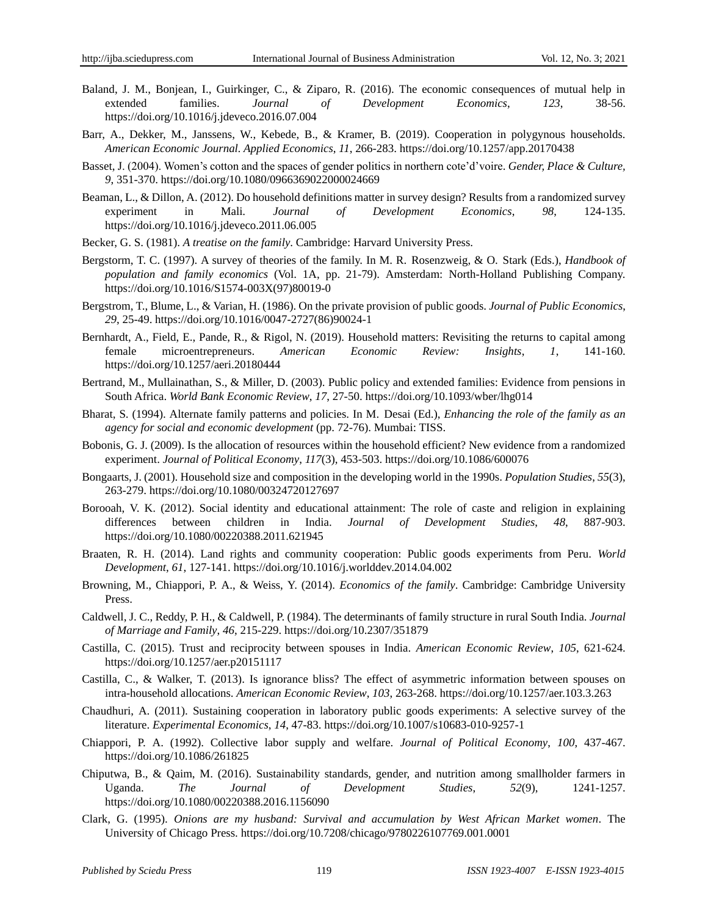Baland, J. M., Bonjean, I., Guirkinger, C., & Ziparo, R. (2016). The economic consequences of mutual help in extended families. *Journal of Development Economics*, *123*, 38-56. https://doi.org/10.1016/j.jdeveco.2016.07.004

Barr, A., Dekker, M., Janssens, W., Kebede, B., & Kramer, B. (2019). Cooperation in polygynous households. *American Economic Journal. Applied Economics*, *11*, 266-283. https://doi.org/10.1257/app.20170438

Basset, J. (2004). Women's cotton and the spaces of gender politics in northern cote'd'voire. *Gender, Place & Culture*, *9*, 351-370. https://doi.org/10.1080/0966369022000024669

Beaman, L., & Dillon, A. (2012). Do household definitions matter in survey design? Results from a randomized survey experiment in Mali. *Journal of Development Economics*, *98*, 124-135. https://doi.org/10.1016/j.jdeveco.2011.06.005

Becker, G. S. (1981). *A treatise on the family*. Cambridge: Harvard University Press.

Bergstorm, T. C. (1997). A survey of theories of the family. In M. R. Rosenzweig, & O. Stark (Eds.), *Handbook of population and family economics* (Vol. 1A, pp. 21-79). Amsterdam: North-Holland Publishing Company. https://doi.org/10.1016/S1574-003X(97)80019-0

Bergstrom, T., Blume, L., & Varian, H. (1986). On the private provision of public goods. *Journal of Public Economics*, *29*, 25-49. https://doi.org/10.1016/0047-2727(86)90024-1

Bernhardt, A., Field, E., Pande, R., & Rigol, N. (2019). Household matters: Revisiting the returns to capital among female microentrepreneurs. *American Economic Review: Insights*, *1*, 141-160. https://doi.org/10.1257/aeri.20180444

Bertrand, M., Mullainathan, S., & Miller, D. (2003). Public policy and extended families: Evidence from pensions in South Africa. *World Bank Economic Review*, *17*, 27-50. https://doi.org/10.1093/wber/lhg014

Bharat, S. (1994). Alternate family patterns and policies. In M. Desai (Ed.), *Enhancing the role of the family as an agency for social and economic development* (pp. 72-76). Mumbai: TISS.

Bobonis, G. J. (2009). Is the allocation of resources within the household efficient? New evidence from a randomized experiment. *Journal of Political Economy*, *117*(3), 453-503. https://doi.org/10.1086/600076

Bongaarts, J. (2001). Household size and composition in the developing world in the 1990s. *Population Studies*, *55*(3), 263-279. https://doi.org/10.1080/00324720127697

Borooah, V. K. (2012). Social identity and educational attainment: The role of caste and religion in explaining differences between children in India. *Journal of Development Studies*, *48*, 887-903. https://doi.org/10.1080/00220388.2011.621945

Braaten, R. H. (2014). Land rights and community cooperation: Public goods experiments from Peru. *World Development*, *61*, 127-141. https://doi.org/10.1016/j.worlddev.2014.04.002

Browning, M., Chiappori, P. A., & Weiss, Y. (2014). *Economics of the family*. Cambridge: Cambridge University Press.

Caldwell, J. C., Reddy, P. H., & Caldwell, P. (1984). The determinants of family structure in rural South India. *Journal of Marriage and Family*, *46*, 215-229. https://doi.org/10.2307/351879

Castilla, C. (2015). Trust and reciprocity between spouses in India. *American Economic Review*, *105*, 621-624. https://doi.org/10.1257/aer.p20151117

Castilla, C., & Walker, T. (2013). Is ignorance bliss? The effect of asymmetric information between spouses on intra-household allocations. *American Economic Review*, *103*, 263-268. https://doi.org/10.1257/aer.103.3.263

Chaudhuri, A. (2011). Sustaining cooperation in laboratory public goods experiments: A selective survey of the literature. *Experimental Economics*, *14*, 47-83. https://doi.org/10.1007/s10683-010-9257-1

Chiappori, P. A. (1992). Collective labor supply and welfare. *Journal of Political Economy*, *100*, 437-467. https://doi.org/10.1086/261825

Chiputwa, B., & Qaim, M. (2016). Sustainability standards, gender, and nutrition among smallholder farmers in Uganda. *The Journal of Development Studies*, *52*(9), 1241-1257. https://doi.org/10.1080/00220388.2016.1156090

Clark, G. (1995). *Onions are my husband: Survival and accumulation by West African Market women*. The University of Chicago Press. https://doi.org/10.7208/chicago/9780226107769.001.0001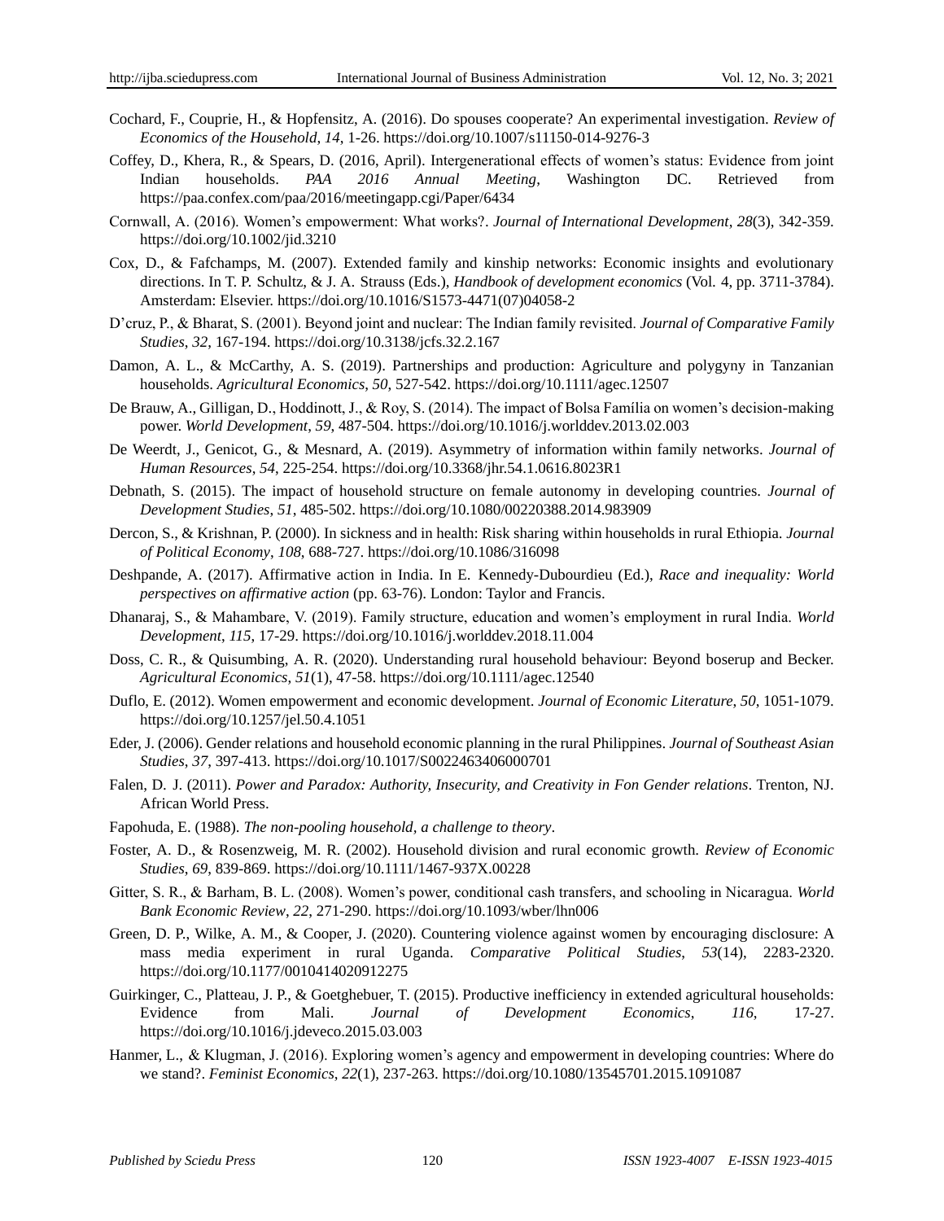Cochard, F., Couprie, H., & Hopfensitz, A. (2016). Do spouses cooperate? An experimental investigation. *Review of Economics of the Household*, *14*, 1-26. https://doi.org/10.1007/s11150-014-9276-3

Coffey, D., Khera, R., & Spears, D. (2016, April). Intergenerational effects of women's status: Evidence from joint Indian households. *PAA 2016 Annual Meeting*, Washington DC. Retrieved from https://paa.confex.com/paa/2016/meetingapp.cgi/Paper/6434

Cornwall, A. (2016). Women's empowerment: What works?. *Journal of International Development*, *28*(3), 342-359. https://doi.org/10.1002/jid.3210

Cox, D., & Fafchamps, M. (2007). Extended family and kinship networks: Economic insights and evolutionary directions. In T. P. Schultz, & J. A. Strauss (Eds.), *Handbook of development economics* (Vol. 4, pp. 3711-3784). Amsterdam: Elsevier. https://doi.org/10.1016/S1573-4471(07)04058-2

D'cruz, P., & Bharat, S. (2001). Beyond joint and nuclear: The Indian family revisited. *Journal of Comparative Family Studies*, *32*, 167-194. https://doi.org/10.3138/jcfs.32.2.167

Damon, A. L., & McCarthy, A. S. (2019). Partnerships and production: Agriculture and polygyny in Tanzanian households. *Agricultural Economics*, *50*, 527-542. https://doi.org/10.1111/agec.12507

De Brauw, A., Gilligan, D., Hoddinott, J., & Roy, S. (2014). The impact of Bolsa Família on women's decision-making power. *World Development*, *59*, 487-504. https://doi.org/10.1016/j.worlddev.2013.02.003

De Weerdt, J., Genicot, G., & Mesnard, A. (2019). Asymmetry of information within family networks. *Journal of Human Resources*, *54*, 225-254. https://doi.org/10.3368/jhr.54.1.0616.8023R1

Debnath, S. (2015). The impact of household structure on female autonomy in developing countries. *Journal of Development Studies*, *51*, 485-502. https://doi.org/10.1080/00220388.2014.983909

Dercon, S., & Krishnan, P. (2000). In sickness and in health: Risk sharing within households in rural Ethiopia. *Journal of Political Economy*, *108*, 688-727. https://doi.org/10.1086/316098

Deshpande, A. (2017). Affirmative action in India. In E. Kennedy-Dubourdieu (Ed.), *Race and inequality: World perspectives on affirmative action* (pp. 63-76). London: Taylor and Francis.

Dhanaraj, S., & Mahambare, V. (2019). Family structure, education and women's employment in rural India. *World Development*, *115*, 17-29. https://doi.org/10.1016/j.worlddev.2018.11.004

Doss, C. R., & Quisumbing, A. R. (2020). Understanding rural household behaviour: Beyond boserup and Becker. *Agricultural Economics*, *51*(1), 47-58. https://doi.org/10.1111/agec.12540

Duflo, E. (2012). Women empowerment and economic development. *Journal of Economic Literature*, *50*, 1051-1079. https://doi.org/10.1257/jel.50.4.1051

Eder, J. (2006). Gender relations and household economic planning in the rural Philippines. *Journal of Southeast Asian Studies*, *37*, 397-413. https://doi.org/10.1017/S0022463406000701

Falen, D. J. (2011). *Power and Paradox: Authority, Insecurity, and Creativity in Fon Gender relations*. Trenton, NJ. African World Press.

Fapohuda, E. (1988). *The non-pooling household, a challenge to theory*.

Foster, A. D., & Rosenzweig, M. R. (2002). Household division and rural economic growth. *Review of Economic Studies*, *69*, 839-869. https://doi.org/10.1111/1467-937X.00228

Gitter, S. R., & Barham, B. L. (2008). Women's power, conditional cash transfers, and schooling in Nicaragua. *World Bank Economic Review*, *22*, 271-290. https://doi.org/10.1093/wber/lhn006

Green, D. P., Wilke, A. M., & Cooper, J. (2020). Countering violence against women by encouraging disclosure: A mass media experiment in rural Uganda. *Comparative Political Studies*, *53*(14), 2283-2320. https://doi.org/10.1177/0010414020912275

Guirkinger, C., Platteau, J. P., & Goetghebuer, T. (2015). Productive inefficiency in extended agricultural households: Evidence from Mali. *Journal of Development Economics*, *116*, 17-27. https://doi.org/10.1016/j.jdeveco.2015.03.003

Hanmer, L., & Klugman, J. (2016). Exploring women's agency and empowerment in developing countries: Where do we stand?. *Feminist Economics*, *22*(1), 237-263. https://doi.org/10.1080/13545701.2015.1091087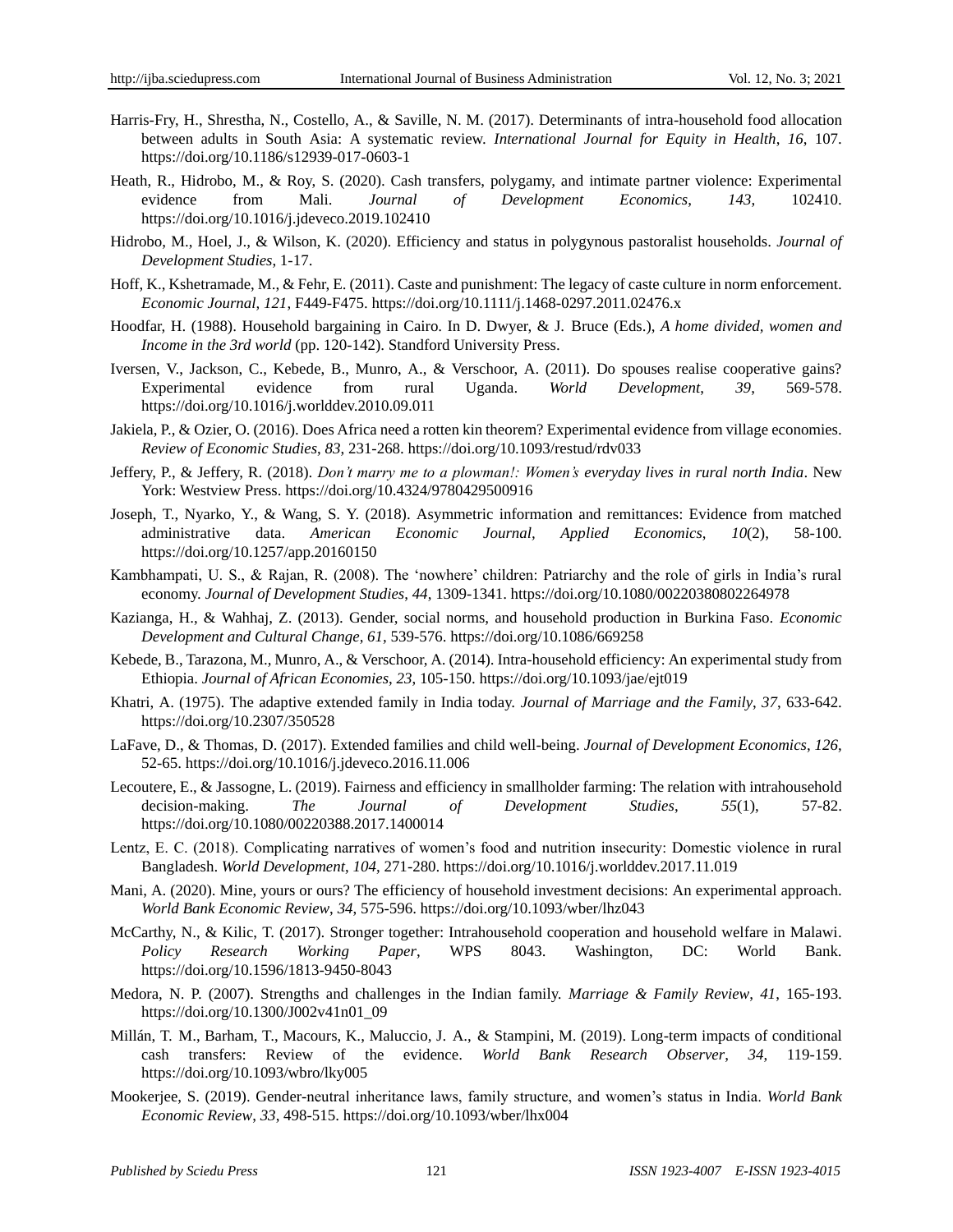Harris-Fry, H., Shrestha, N., Costello, A., & Saville, N. M. (2017). Determinants of intra-household food allocation between adults in South Asia: A systematic review. *International Journal for Equity in Health*, *16*, 107. https://doi.org/10.1186/s12939-017-0603-1

Heath, R., Hidrobo, M., & Roy, S. (2020). Cash transfers, polygamy, and intimate partner violence: Experimental evidence from Mali. *Journal of Development Economics*, *143*, 102410. https://doi.org/10.1016/j.jdeveco.2019.102410

Hidrobo, M., Hoel, J., & Wilson, K. (2020). Efficiency and status in polygynous pastoralist households. *Journal of Development Studies*, 1-17.

Hoff, K., Kshetramade, M., & Fehr, E. (2011). Caste and punishment: The legacy of caste culture in norm enforcement. *Economic Journal*, *121*, F449-F475. https://doi.org/10.1111/j.1468-0297.2011.02476.x

Hoodfar, H. (1988). Household bargaining in Cairo. In D. Dwyer, & J. Bruce (Eds.), *A home divided, women and Income in the 3rd world* (pp. 120-142). Standford University Press.

Iversen, V., Jackson, C., Kebede, B., Munro, A., & Verschoor, A. (2011). Do spouses realise cooperative gains? Experimental evidence from rural Uganda. *World Development*, *39*, 569-578. https://doi.org/10.1016/j.worlddev.2010.09.011

Jakiela, P., & Ozier, O. (2016). Does Africa need a rotten kin theorem? Experimental evidence from village economies. *Review of Economic Studies*, *83*, 231-268. https://doi.org/10.1093/restud/rdv033

Jeffery, P., & Jeffery, R. (2018). *Don't marry me to a plowman!: Women's everyday lives in rural north India*. New York: Westview Press. https://doi.org/10.4324/9780429500916

Joseph, T., Nyarko, Y., & Wang, S. Y. (2018). Asymmetric information and remittances: Evidence from matched administrative data. *American Economic Journal, Applied Economics*, *10*(2), 58-100. https://doi.org/10.1257/app.20160150

Kambhampati, U. S., & Rajan, R. (2008). The 'nowhere' children: Patriarchy and the role of girls in India's rural economy. *Journal of Development Studies*, *44*, 1309-1341. https://doi.org/10.1080/00220380802264978

Kazianga, H., & Wahhaj, Z. (2013). Gender, social norms, and household production in Burkina Faso. *Economic Development and Cultural Change*, *61*, 539-576. https://doi.org/10.1086/669258

Kebede, B., Tarazona, M., Munro, A., & Verschoor, A. (2014). Intra-household efficiency: An experimental study from Ethiopia. *Journal of African Economies*, *23*, 105-150. https://doi.org/10.1093/jae/ejt019

Khatri, A. (1975). The adaptive extended family in India today. *Journal of Marriage and the Family*, *37*, 633-642. https://doi.org/10.2307/350528

LaFave, D., & Thomas, D. (2017). Extended families and child well-being. *Journal of Development Economics*, *126*, 52-65. https://doi.org/10.1016/j.jdeveco.2016.11.006

Lecoutere, E., & Jassogne, L. (2019). Fairness and efficiency in smallholder farming: The relation with intrahousehold decision-making. *The Journal of Development Studies*, *55*(1), 57-82. https://doi.org/10.1080/00220388.2017.1400014

Lentz, E. C. (2018). Complicating narratives of women's food and nutrition insecurity: Domestic violence in rural Bangladesh. *World Development*, *104*, 271-280. https://doi.org/10.1016/j.worlddev.2017.11.019

Mani, A. (2020). Mine, yours or ours? The efficiency of household investment decisions: An experimental approach. *World Bank Economic Review*, *34*, 575-596. https://doi.org/10.1093/wber/lhz043

McCarthy, N., & Kilic, T. (2017). Stronger together: Intrahousehold cooperation and household welfare in Malawi. *Policy Research Working Paper*, WPS 8043. Washington, DC: World Bank. https://doi.org/10.1596/1813-9450-8043

Medora, N. P. (2007). Strengths and challenges in the Indian family. *Marriage & Family Review*, *41*, 165-193. https://doi.org/10.1300/J002v41n01_09

Millán, T. M., Barham, T., Macours, K., Maluccio, J. A., & Stampini, M. (2019). Long-term impacts of conditional cash transfers: Review of the evidence. *World Bank Research Observer*, *34*, 119-159. https://doi.org/10.1093/wbro/lky005

Mookerjee, S. (2019). Gender-neutral inheritance laws, family structure, and women's status in India. *World Bank Economic Review*, *33*, 498-515. https://doi.org/10.1093/wber/lhx004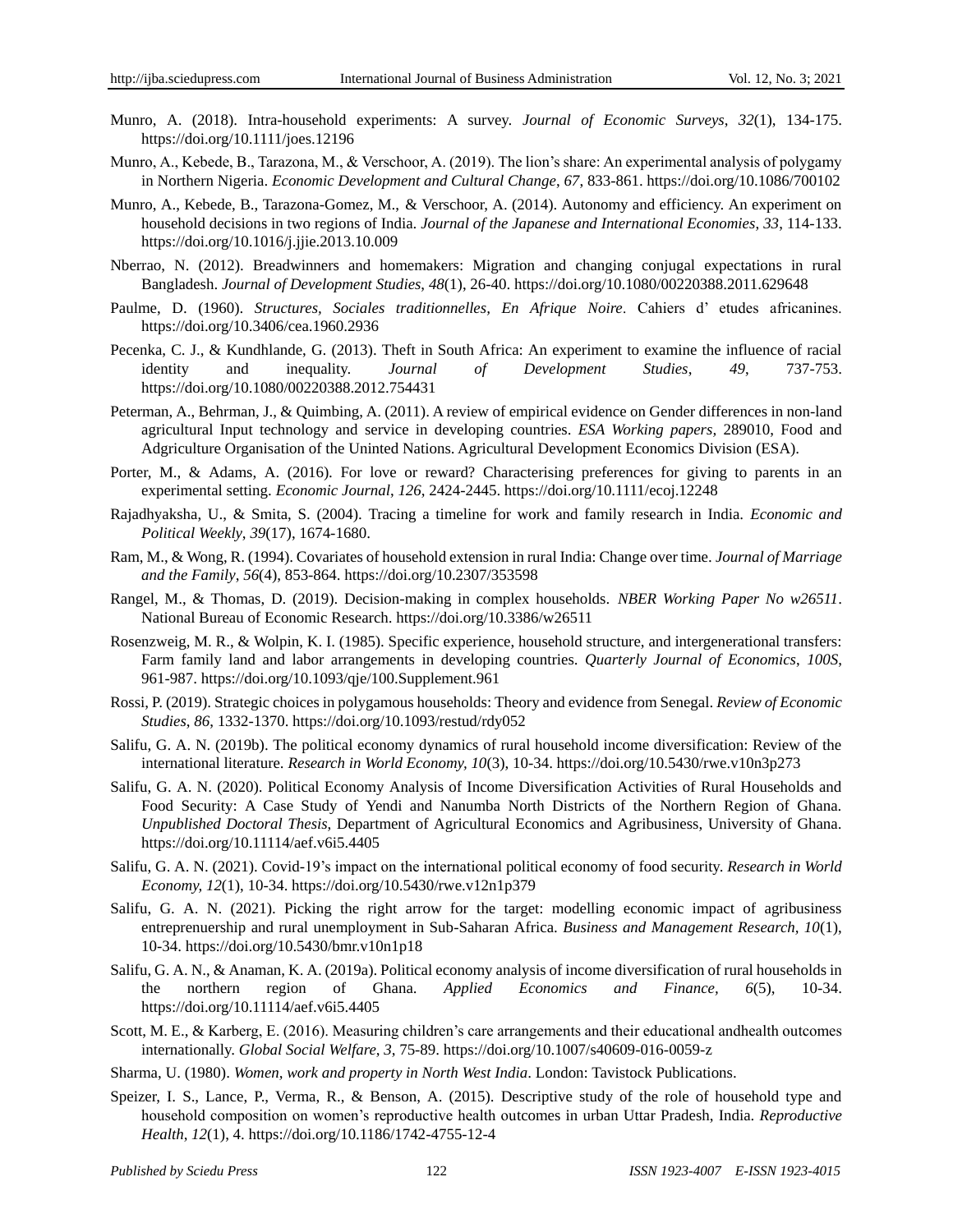Munro, A. (2018). Intra-household experiments: A survey. *Journal of Economic Surveys*, *32*(1), 134-175. https://doi.org/10.1111/joes.12196

Munro, A., Kebede, B., Tarazona, M., & Verschoor, A. (2019). The lion's share: An experimental analysis of polygamy in Northern Nigeria. *Economic Development and Cultural Change*, *67,* 833-861. https://doi.org/10.1086/700102

Munro, A., Kebede, B., Tarazona-Gomez, M., & Verschoor, A. (2014). Autonomy and efficiency. An experiment on household decisions in two regions of India. *Journal of the Japanese and International Economies*, *33*, 114-133. https://doi.org/10.1016/j.jjie.2013.10.009

Nberrao, N. (2012). Breadwinners and homemakers: Migration and changing conjugal expectations in rural Bangladesh. *Journal of Development Studies*, *48*(1), 26-40. https://doi.org/10.1080/00220388.2011.629648

Paulme, D. (1960). *Structures, Sociales traditionnelles, En Afrique Noire*. Cahiers d' etudes africanines. https://doi.org/10.3406/cea.1960.2936

Pecenka, C. J., & Kundhlande, G. (2013). Theft in South Africa: An experiment to examine the influence of racial identity and inequality. *Journal of Development Studies*, *49*, 737-753. https://doi.org/10.1080/00220388.2012.754431

Peterman, A., Behrman, J., & Quimbing, A. (2011). A review of empirical evidence on Gender differences in non-land agricultural Input technology and service in developing countries. *ESA Working papers,* 289010, Food and Adgriculture Organisation of the Uninted Nations. Agricultural Development Economics Division (ESA).

Porter, M., & Adams, A. (2016). For love or reward? Characterising preferences for giving to parents in an experimental setting. *Economic Journal*, *126*, 2424-2445. https://doi.org/10.1111/ecoj.12248

Rajadhyaksha, U., & Smita, S. (2004). Tracing a timeline for work and family research in India. *Economic and Political Weekly*, *39*(17), 1674-1680.

Ram, M., & Wong, R. (1994). Covariates of household extension in rural India: Change over time. *Journal of Marriage and the Family*, *56*(4), 853-864. https://doi.org/10.2307/353598

Rangel, M., & Thomas, D. (2019). Decision-making in complex households. *NBER Working Paper No w26511*. National Bureau of Economic Research. https://doi.org/10.3386/w26511

Rosenzweig, M. R., & Wolpin, K. I. (1985). Specific experience, household structure, and intergenerational transfers: Farm family land and labor arrangements in developing countries. *Quarterly Journal of Economics*, *100S,* 961-987. https://doi.org/10.1093/qje/100.Supplement.961

Rossi, P. (2019). Strategic choices in polygamous households: Theory and evidence from Senegal. *Review of Economic Studies*, *86*, 1332-1370. https://doi.org/10.1093/restud/rdy052

Salifu, G. A. N. (2019b). The political economy dynamics of rural household income diversification: Review of the international literature. *Research in World Economy, 10*(3), 10-34. https://doi.org/10.5430/rwe.v10n3p273

Salifu, G. A. N. (2020). Political Economy Analysis of Income Diversification Activities of Rural Households and Food Security: A Case Study of Yendi and Nanumba North Districts of the Northern Region of Ghana. *Unpublished Doctoral Thesis*, Department of Agricultural Economics and Agribusiness, University of Ghana. https://doi.org/10.11114/aef.v6i5.4405

Salifu, G. A. N. (2021). Covid-19's impact on the international political economy of food security. *Research in World Economy, 12*(1), 10-34. https://doi.org/10.5430/rwe.v12n1p379

Salifu, G. A. N. (2021). Picking the right arrow for the target: modelling economic impact of agribusiness entreprenuership and rural unemployment in Sub-Saharan Africa. *Business and Management Research, 10*(1), 10-34. https://doi.org/10.5430/bmr.v10n1p18

Salifu, G. A. N., & Anaman, K. A. (2019a). Political economy analysis of income diversification of rural households in the northern region of Ghana. *Applied Economics and Finance, 6*(5), 10-34. https://doi.org/10.11114/aef.v6i5.4405

Scott, M. E., & Karberg, E. (2016). Measuring children's care arrangements and their educational andhealth outcomes internationally. *Global Social Welfare*, *3*, 75-89. https://doi.org/10.1007/s40609-016-0059-z

Sharma, U. (1980). *Women, work and property in North West India*. London: Tavistock Publications.

Speizer, I. S., Lance, P., Verma, R., & Benson, A. (2015). Descriptive study of the role of household type and household composition on women's reproductive health outcomes in urban Uttar Pradesh, India. *Reproductive Health*, *12*(1), 4. https://doi.org/10.1186/1742-4755-12-4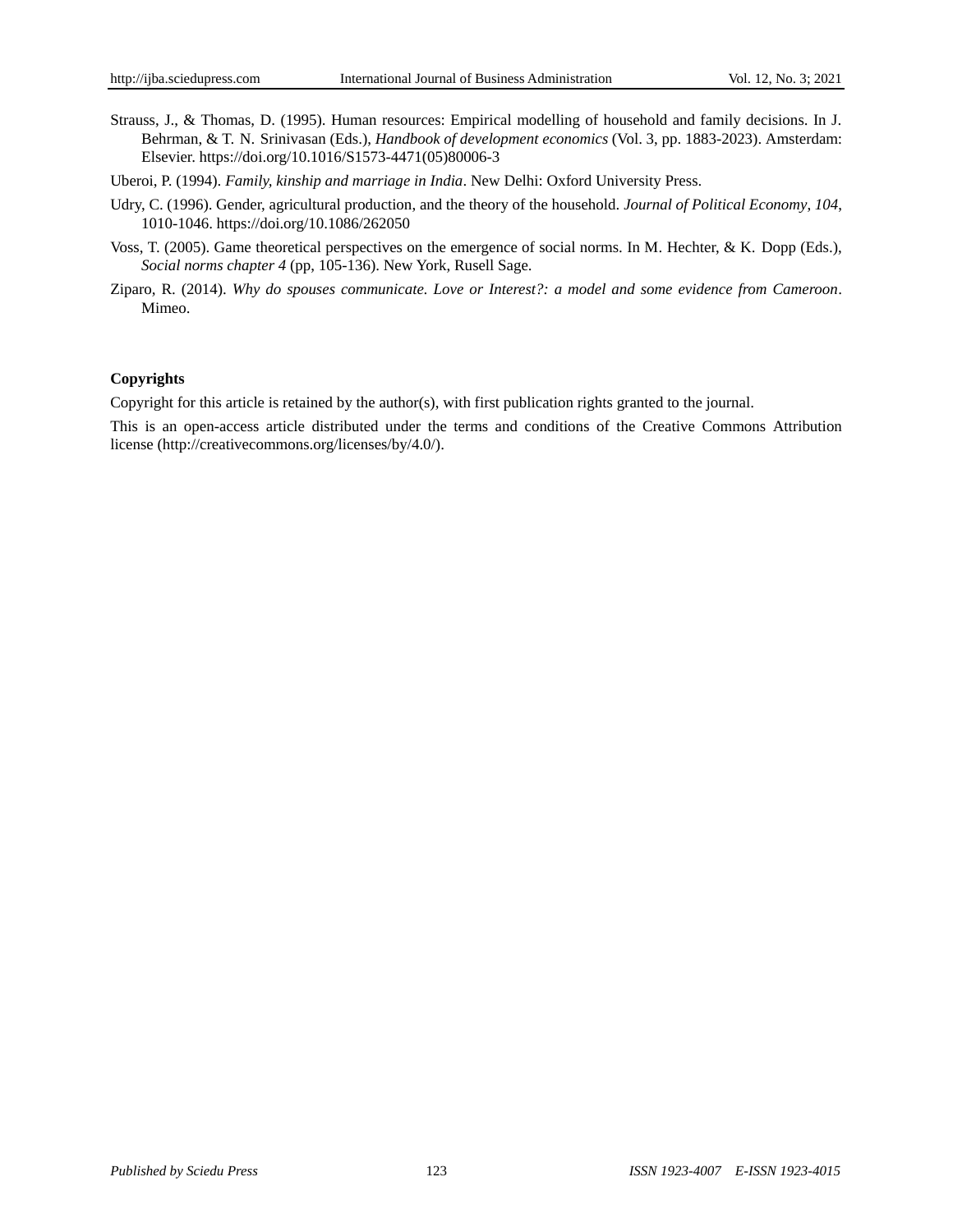Strauss, J., & Thomas, D. (1995). Human resources: Empirical modelling of household and family decisions. In J. Behrman, & T. N. Srinivasan (Eds.), *Handbook of development economics* (Vol. 3, pp. 1883-2023). Amsterdam: Elsevier. https://doi.org/10.1016/S1573-4471(05)80006-3

Uberoi, P. (1994). *Family, kinship and marriage in India*. New Delhi: Oxford University Press.

Udry, C. (1996). Gender, agricultural production, and the theory of the household. *Journal of Political Economy*, *104*, 1010-1046. https://doi.org/10.1086/262050

Voss, T. (2005). Game theoretical perspectives on the emergence of social norms. In M. Hechter, & K. Dopp (Eds.), *Social norms chapter 4* (pp, 105-136). New York, Rusell Sage.

Ziparo, R. (2014). *Why do spouses communicate. Love or Interest?: a model and some evidence from Cameroon*. Mimeo.

**Copyrights**

Copyright for this article is retained by the author(s), with first publication rights granted to the journal.

This is an open-access article distributed under the terms and conditions of the Creative Commons Attribution license (http://creativecommons.org/licenses/by/4.0/).